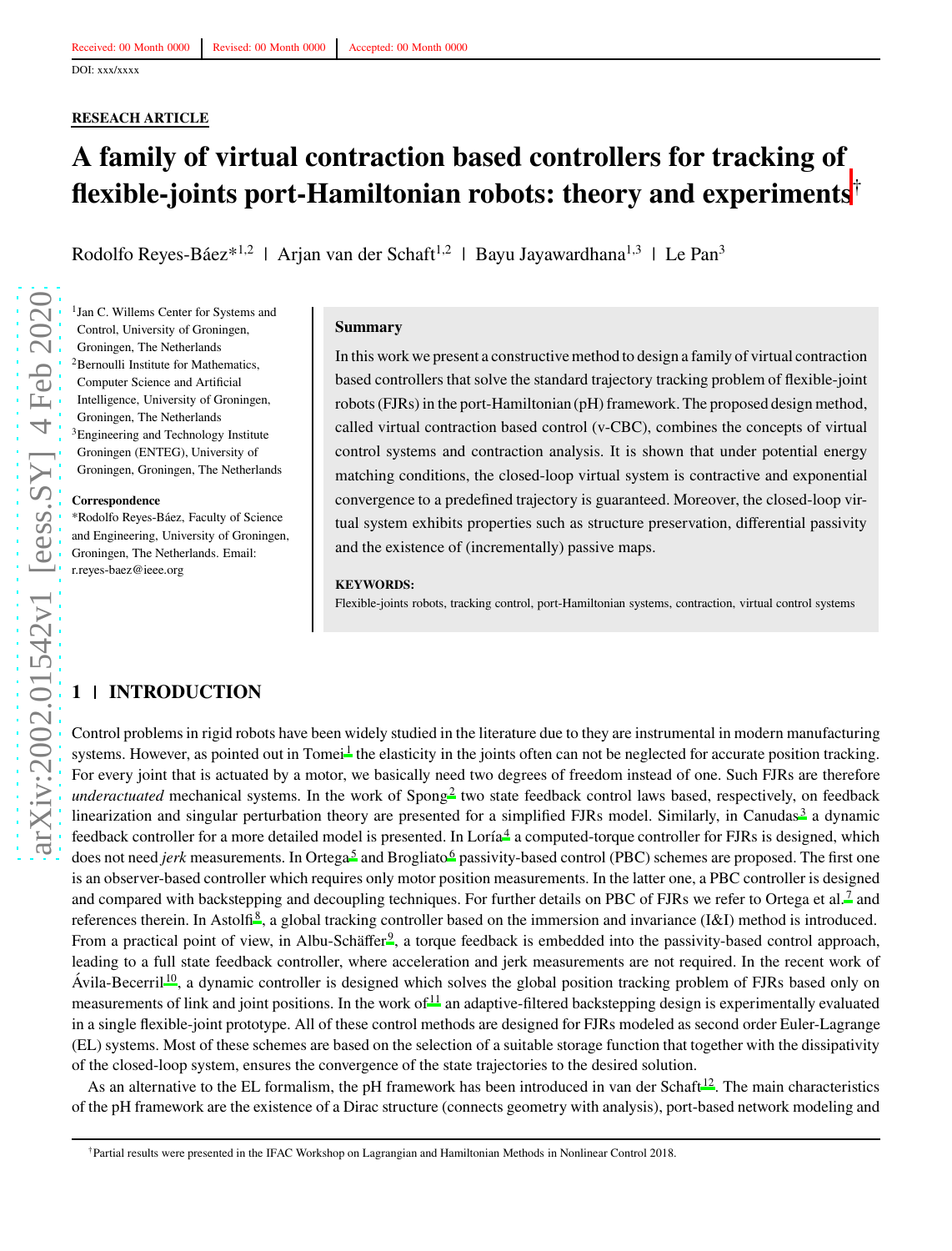Received: 00 Month 0000 | Revised: 00 Month 0000 | Accepted: 00 Month 0000

DOI: xxx/xxxx

**RESEACH ARTICLE**

# A family of virtual contraction based controllers for tracking of flexible-joints port-Hamiltonian robots: theory and experiments[†]

Rodolfo Reyes-Báez*[1,2] | Arjan van der Schaft[1,2] | Bayu Jayawardhana[1,3] | Le Pan[3]

[1]Jan C. Willems Center for Systems and Control, University of Groningen, Groningen, The Netherlands

[2]Bernoulli Institute for Mathematics, Computer Science and Artificial Intelligence, University of Groningen, Groningen, The Netherlands

[3]Engineering and Technology Institute Groningen (ENTEG), University of Groningen, Groningen, The Netherlands

**Correspondence**

*Rodolfo Reyes-Báez, Faculty of Science and Engineering, University of Groningen, Groningen, The Netherlands. Email: r.reyes-baez@ieee.org

**Summary**

In this work we present a constructive method to design a family of virtual contraction based controllers that solve the standard trajectory tracking problem of flexible-joint robots (FJRs) in the port-Hamiltonian (pH) framework. The proposed design method, called virtual contraction based control (v-CBC), combines the concepts of virtual control systems and contraction analysis. It is shown that under potential energy matching conditions, the closed-loop virtual system is contractive and exponential convergence to a predefined trajectory is guaranteed. Moreover, the closed-loop virtual system exhibits properties such as structure preservation, differential passivity and the existence of (incrementally) passive maps.

**KEYWORDS:**

Flexible-joints robots, tracking control, port-Hamiltonian systems, contraction, virtual control systems

## 1 | INTRODUCTION

Control problems in rigid robots have been widely studied in the literature due to they are instrumental in modern manufacturing systems. However, as pointed out in Tomei[1] the elasticity in the joints often can not be neglected for accurate position tracking. For every joint that is actuated by a motor, we basically need two degrees of freedom instead of one. Such FJRs are therefore *underactuated* mechanical systems. In the work of Spong[2] two state feedback control laws based, respectively, on feedback linearization and singular perturbation theory are presented for a simplified FJRs model. Similarly, in Canudas[3] a dynamic feedback controller for a more detailed model is presented. In Loría[4] a computed-torque controller for FJRs is designed, which does not need *jerk* measurements. In Ortega[5] and Brogliato[6] passivity-based control (PBC) schemes are proposed. The first one is an observer-based controller which requires only motor position measurements. In the latter one, a PBC controller is designed and compared with backstepping and decoupling techniques. For further details on PBC of FJRs we refer to Ortega et al.[7] and references therein. In Astolfi[8], a global tracking controller based on the immersion and invariance (I&I) method is introduced. From a practical point of view, in Albu-Schäffer[9], a torque feedback is embedded into the passivity-based control approach, leading to a full state feedback controller, where acceleration and jerk measurements are not required. In the recent work of Ávila-Becerril[10], a dynamic controller is designed which solves the global position tracking problem of FJRs based only on measurements of link and joint positions. In the work of[11] an adaptive-filtered backstepping design is experimentally evaluated in a single flexible-joint prototype. All of these control methods are designed for FJRs modeled as second order Euler-Lagrange (EL) systems. Most of these schemes are based on the selection of a suitable storage function that together with the dissipativity of the closed-loop system, ensures the convergence of the state trajectories to the desired solution.

As an alternative to the EL formalism, the pH framework has been introduced in van der Schaft[12]. The main characteristics of the pH framework are the existence of a Dirac structure (connects geometry with analysis), port-based network modeling and

[†]Partial results were presented in the IFAC Workshop on Lagrangian and Hamiltonian Methods in Nonlinear Control 2018.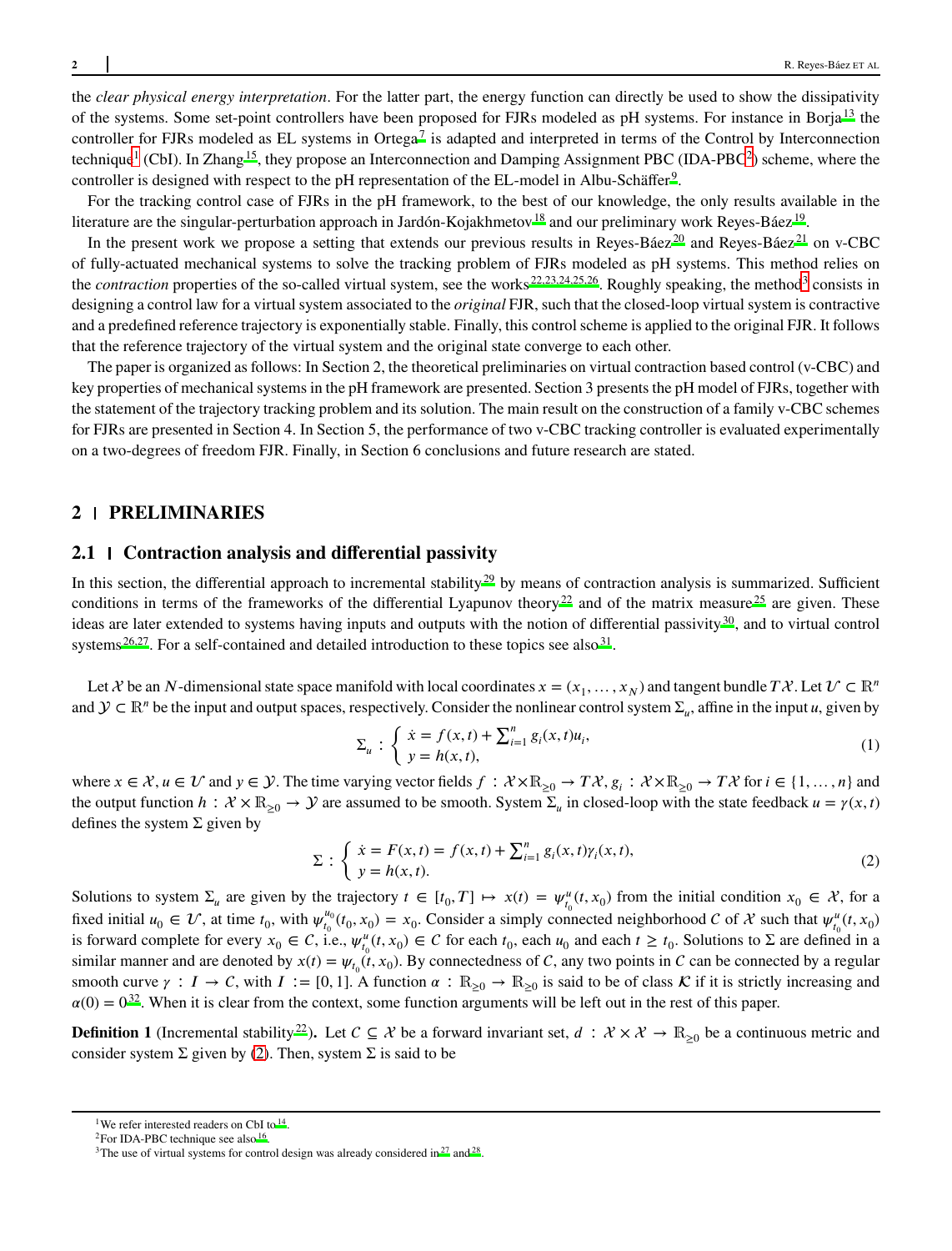the *clear physical energy interpretation*. For the latter part, the energy function can directly be used to show the dissipativity of the systems. Some set-point controllers have been proposed for FJRs modeled as pH systems. For instance in Borja[13] the controller for FJRs modeled as EL systems in Ortega[7] is adapted and interpreted in terms of the Control by Interconnection technique[1] (CbI). In Zhang[15], they propose an Interconnection and Damping Assignment PBC (IDA-PBC[2]) scheme, where the controller is designed with respect to the pH representation of the EL-model in Albu-Schäffer[9].

For the tracking control case of FJRs in the pH framework, to the best of our knowledge, the only results available in the literature are the singular-perturbation approach in Jardón-Kojakhmetov[18] and our preliminary work Reyes-Báez[19].

In the present work we propose a setting that extends our previous results in Reyes-Báez[20] and Reyes-Báez[21] on v-CBC of fully-actuated mechanical systems to solve the tracking problem of FJRs modeled as pH systems. This method relies on the *contraction* properties of the so-called virtual system, see the works[22,23,24,25,26]. Roughly speaking, the method[3] consists in designing a control law for a virtual system associated to the *original* FJR, such that the closed-loop virtual system is contractive and a predefined reference trajectory is exponentially stable. Finally, this control scheme is applied to the original FJR. It follows that the reference trajectory of the virtual system and the original state converge to each other.

The paper is organized as follows: In Section 2, the theoretical preliminaries on virtual contraction based control (v-CBC) and key properties of mechanical systems in the pH framework are presented. Section 3 presents the pH model of FJRs, together with the statement of the trajectory tracking problem and its solution. The main result on the construction of a family v-CBC schemes for FJRs are presented in Section 4. In Section 5, the performance of two v-CBC tracking controller is evaluated experimentally on a two-degrees of freedom FJR. Finally, in Section 6 conclusions and future research are stated.

## 2 | PRELIMINARIES

### 2.1 | Contraction analysis and differential passivity

In this section, the differential approach to incremental stability[29] by means of contraction analysis is summarized. Sufficient conditions in terms of the frameworks of the differential Lyapunov theory[22] and of the matrix measure[25] are given. These ideas are later extended to systems having inputs and outputs with the notion of differential passivity[30], and to virtual control systems[26,27]. For a self-contained and detailed introduction to these topics see also[31].

Let $\mathcal{X}$ be an $N$-dimensional state space manifold with local coordinates $x = (x_1, \dots, x_N)$ and tangent bundle $T\mathcal{X}$. Let $\mathcal{U} \subset \mathbb{R}^n$ and $\mathcal{Y} \subset \mathbb{R}^n$ be the input and output spaces, respectively. Consider the nonlinear control system $\Sigma_u$, affine in the input $u$, given by

$$
\Sigma_u : \left\{ \begin{array}{l} \dot{x} = f(x,t) + \sum_{i=1}^{n} g_i(x,t)u_i, \\ y = h(x,t), \end{array} \right. \tag{1}
$$

where $x \in \mathcal{X}$, $u \in \mathcal{U}$ and $y \in \mathcal{Y}$. The time varying vector fields $f : \mathcal{X}\times\mathbb{R}_{\geq 0} \to T\mathcal{X}$, $g_i : \mathcal{X}\times\mathbb{R}_{\geq 0} \to T\mathcal{X}$ for $i \in \{1, \dots, n\}$ and the output function $h : \mathcal{X} \times \mathbb{R}_{\geq 0} \to \mathcal{Y}$ are assumed to be smooth. System $\Sigma_u$ in closed-loop with the state feedback $u = \gamma(x,t)$ defines the system $\Sigma$ given by

$$
\Sigma : \left\{ \begin{array}{l} \dot{x} = F(x,t) = f(x,t) + \sum_{i=1}^{n} g_i(x,t)\gamma_i(x,t), \\ y = h(x,t). \end{array} \right. \tag{2}
$$

Solutions to system $\Sigma_u$ are given by the trajectory $t \in [t_0, T] \mapsto x(t) = \psi^u_{t_0}(t, x_0)$ from the initial condition $x_0 \in \mathcal{X}$, for a fixed initial $u_0 \in \mathcal{U}$, at time $t_0$, with $\psi^{u_0}_{t_0}(t_0, x_0) = x_0$. Consider a simply connected neighborhood $\mathcal{C}$ of $\mathcal{X}$ such that $\psi^u_{t_0}(t, x_0)$ is forward complete for every $x_0 \in \mathcal{C}$, i.e., $\psi^u_{t_0}(t, x_0) \in \mathcal{C}$ for each $t_0$, each $u_0$ and each $t \geq t_0$. Solutions to $\Sigma$ are defined in a similar manner and are denoted by $x(t) = \psi_{t_0}(t, x_0)$. By connectedness of $\mathcal{C}$, any two points in $\mathcal{C}$ can be connected by a regular smooth curve $\gamma : I \to \mathcal{C}$, with $I := [0, 1]$. A function $\alpha : \mathbb{R}_{\geq 0} \to \mathbb{R}_{\geq 0}$ is said to be of class $\mathcal{K}$ if it is strictly increasing and $\alpha(0) = 0$[32]. When it is clear from the context, some function arguments will be left out in the rest of this paper.

**Definition 1** (Incremental stability[22]). Let $\mathcal{C} \subseteq \mathcal{X}$ be a forward invariant set, $d : \mathcal{X} \times \mathcal{X} \to \mathbb{R}_{\geq 0}$ be a continuous metric and consider system $\Sigma$ given by (2). Then, system $\Sigma$ is said to be

---

[1] We refer interested readers on CbI to[14].
[2] For IDA-PBC technique see also[16].
[3] The use of virtual systems for control design was already considered in[27] and[28].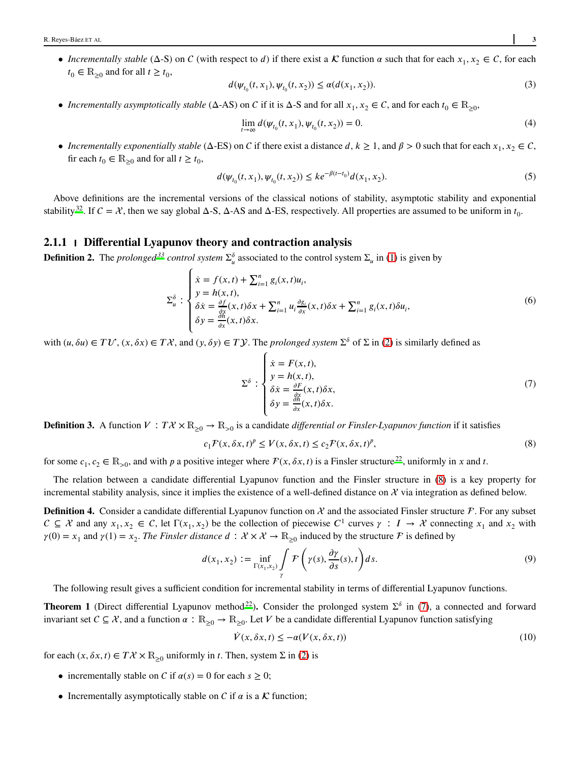- *Incrementally stable* ($\Delta$-S) on $C$ (with respect to $d$) if there exist a $\mathcal{K}$ function $\alpha$ such that for each $x_1, x_2 \in C$, for each $t_0 \in \mathbb{R}_{\geq 0}$ and for all $t \geq t_0$,

$$d(\psi_{t_0}(t, x_1), \psi_{t_0}(t, x_2)) \leq \alpha(d(x_1, x_2)). \tag{3}$$

- *Incrementally asymptotically stable* ($\Delta$-AS) on $C$ if it is $\Delta$-S and for all $x_1, x_2 \in C$, and for each $t_0 \in \mathbb{R}_{\geq 0}$,

$$\lim_{t\to\infty} d(\psi_{t_0}(t, x_1), \psi_{t_0}(t, x_2)) = 0. \tag{4}$$

- *Incrementally exponentially stable* ($\Delta$-ES) on $C$ if there exist a distance $d$, $k \geq 1$, and $\beta > 0$ such that for each $x_1, x_2 \in C$, fir each $t_0 \in \mathbb{R}_{\geq 0}$ and for all $t \geq t_0$,

$$d(\psi_{t_0}(t, x_1), \psi_{t_0}(t, x_2)) \leq k e^{-\beta(t-t_0)} d(x_1, x_2). \tag{5}$$

Above definitions are the incremental versions of the classical notions of stability, asymptotic stability and exponential stability[32]. If $C = \mathcal{X}$, then we say global $\Delta$-S, $\Delta$-AS and $\Delta$-ES, respectively. All properties are assumed to be uniform in $t_0$.

### 2.1.1 | Differential Lyapunov theory and contraction analysis

**Definition 2.** The *prolonged*[33] *control system* $\Sigma_u^\delta$ associated to the control system $\Sigma_u$ in (1) is given by

$$\Sigma_u^\delta : \begin{cases} \dot{x} = f(x,t) + \sum_{i=1}^n g_i(x,t)u_i, \\ y = h(x,t), \\ \delta\dot{x} = \frac{\partial f}{\partial x}(x,t)\delta x + \sum_{i=1}^n u_i \frac{\partial g_i}{\partial x}(x,t)\delta x + \sum_{i=1}^n g_i(x,t)\delta u_i, \\ \delta y = \frac{\partial h}{\partial x}(x,t)\delta x. \end{cases} \tag{6}$$

with $(u, \delta u) \in T\mathcal{U}$, $(x, \delta x) \in T\mathcal{X}$, and $(y, \delta y) \in T\mathcal{Y}$. The *prolonged system* $\Sigma^\delta$ of $\Sigma$ in (2) is similarly defined as

$$\Sigma^\delta : \begin{cases} \dot{x} = F(x,t), \\ y = h(x,t), \\ \delta\dot{x} = \frac{\partial F}{\partial x}(x,t)\delta x, \\ \delta y = \frac{\partial h}{\partial x}(x,t)\delta x. \end{cases} \tag{7}$$

**Definition 3.** A function $V : T\mathcal{X} \times \mathbb{R}_{\geq 0} \to \mathbb{R}_{>0}$ is a candidate *differential or Finsler-Lyapunov function* if it satisfies

$$c_1 \mathcal{F}(x, \delta x, t)^p \leq V(x, \delta x, t) \leq c_2 \mathcal{F}(x, \delta x, t)^p, \tag{8}$$

for some $c_1, c_2 \in \mathbb{R}_{>0}$, and with $p$ a positive integer where $\mathcal{F}(x, \delta x, t)$ is a Finsler structure[22], uniformly in $x$ and $t$.

The relation between a candidate differential Lyapunov function and the Finsler structure in (8) is a key property for incremental stability analysis, since it implies the existence of a well-defined distance on $\mathcal{X}$ via integration as defined below.

**Definition 4.** Consider a candidate differential Lyapunov function on $\mathcal{X}$ and the associated Finsler structure $\mathcal{F}$. For any subset $C \subseteq \mathcal{X}$ and any $x_1, x_2 \in C$, let $\Gamma(x_1, x_2)$ be the collection of piecewise $C^1$ curves $\gamma : I \to \mathcal{X}$ connecting $x_1$ and $x_2$ with $\gamma(0) = x_1$ and $\gamma(1) = x_2$. *The Finsler distance* $d : \mathcal{X} \times \mathcal{X} \to \mathbb{R}_{\geq 0}$ induced by the structure $\mathcal{F}$ is defined by

$$d(x_1, x_2) := \inf_{\Gamma(x_1,x_2)} \int_\gamma \mathcal{F}\left(\gamma(s), \frac{\partial \gamma}{\partial s}(s), t\right) ds. \tag{9}$$

The following result gives a sufficient condition for incremental stability in terms of differential Lyapunov functions.

**Theorem 1** (Direct differential Lyapunov method[22]). Consider the prolonged system $\Sigma^\delta$ in (7), a connected and forward invariant set $C \subseteq \mathcal{X}$, and a function $\alpha : \mathbb{R}_{\geq 0} \to \mathbb{R}_{\geq 0}$. Let $V$ be a candidate differential Lyapunov function satisfying

$$\dot{V}(x, \delta x, t) \leq -\alpha(V(x, \delta x, t)) \tag{10}$$

for each $(x, \delta x, t) \in T\mathcal{X} \times \mathbb{R}_{\geq 0}$ uniformly in $t$. Then, system $\Sigma$ in (2) is

- incrementally stable on $C$ if $\alpha(s) = 0$ for each $s \geq 0$;
- Incrementally asymptotically stable on $C$ if $\alpha$ is a $\mathcal{K}$ function;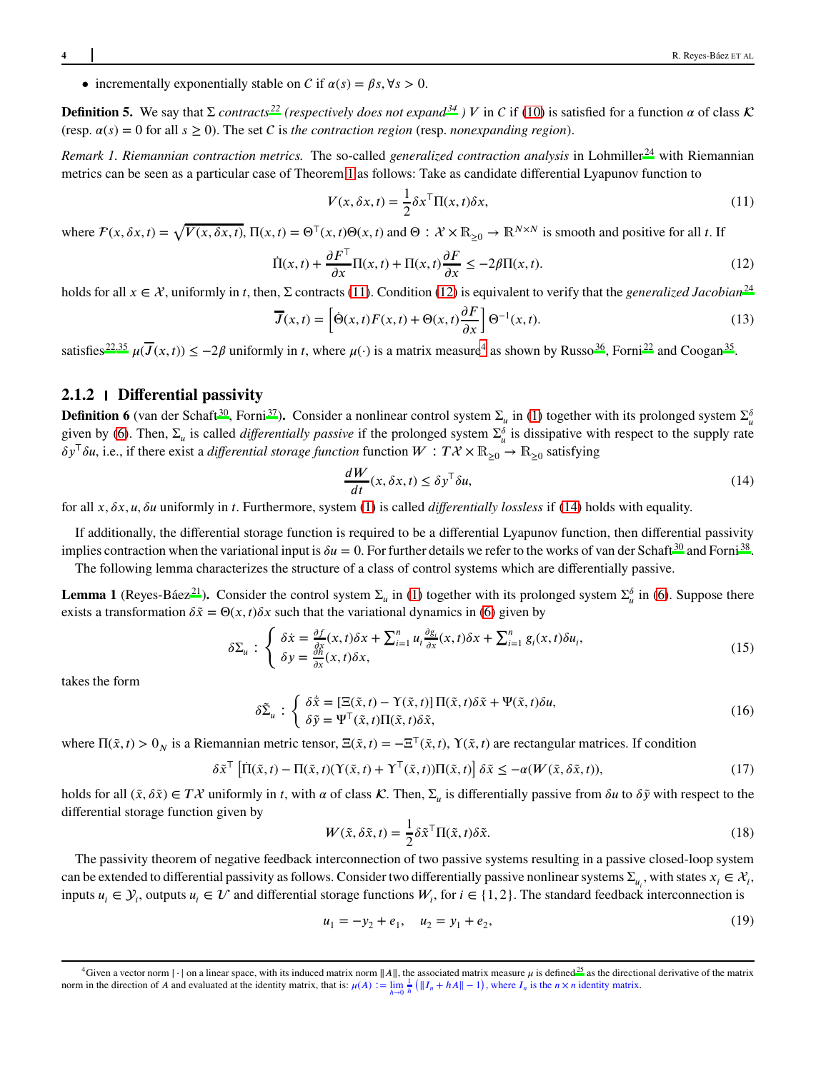- incrementally exponentially stable on $\mathcal{C}$ if $\alpha(s) = \beta s, \forall s > 0$.

**Definition 5.** We say that $\Sigma$ *contracts*[22] *(respectively does not expand*[34] *)* $V$ in $\mathcal{C}$ if (10) is satisfied for a function $\alpha$ of class $\mathcal{K}$ (resp. $\alpha(s) = 0$ for all $s \geq 0$). The set $\mathcal{C}$ is *the contraction region* (resp. *nonexpanding region*).

*Remark 1. Riemannian contraction metrics.* The so-called *generalized contraction analysis* in Lohmiller[24] with Riemannian metrics can be seen as a particular case of Theorem 1 as follows: Take as candidate differential Lyapunov function to

$$V(x, \delta x, t) = \frac{1}{2}\delta x^\top \Pi(x, t)\delta x, \tag{11}$$

where $\mathcal{F}(x, \delta x, t) = \sqrt{V(x, \delta x, t)}$, $\Pi(x, t) = \Theta^\top(x, t)\Theta(x, t)$ and $\Theta : \mathcal{X} \times \mathbb{R}_{\geq 0} \to \mathbb{R}^{N \times N}$ is smooth and positive for all $t$. If

$$\dot{\Pi}(x, t) + \frac{\partial F}{\partial x}^\top \Pi(x, t) + \Pi(x, t)\frac{\partial F}{\partial x} \leq -2\beta \Pi(x, t). \tag{12}$$

holds for all $x \in \mathcal{X}$, uniformly in $t$, then, $\Sigma$ contracts (11). Condition (12) is equivalent to verify that the *generalized Jacobian*[24]

$$\overline{J}(x, t) = \left[\dot{\Theta}(x, t)F(x, t) + \Theta(x, t)\frac{\partial F}{\partial x}\right]\Theta^{-1}(x, t). \tag{13}$$

satisfies[22,35] $\mu(\overline{J}(x, t)) \leq -2\beta$ uniformly in $t$, where $\mu(\cdot)$ is a matrix measure[4] as shown by Russo[36], Forni[22] and Coogan[35].

### 2.1.2 | Differential passivity

**Definition 6** (van der Schaft[30], Forni[37]). Consider a nonlinear control system $\Sigma_u$ in (1) together with its prolonged system $\Sigma_u^\delta$ given by (6). Then, $\Sigma_u$ is called *differentially passive* if the prolonged system $\Sigma_u^\delta$ is dissipative with respect to the supply rate $\delta y^\top \delta u$, i.e., if there exist a *differential storage function* function $W : T\mathcal{X} \times \mathbb{R}_{\geq 0} \to \mathbb{R}_{\geq 0}$ satisfying

$$\frac{dW}{dt}(x, \delta x, t) \leq \delta y^\top \delta u, \tag{14}$$

for all $x, \delta x, u, \delta u$ uniformly in $t$. Furthermore, system (1) is called *differentially lossless* if (14) holds with equality.

If additionally, the differential storage function is required to be a differential Lyapunov function, then differential passivity implies contraction when the variational input is $\delta u = 0$. For further details we refer to the works of van der Schaft[30] and Forni[38].

The following lemma characterizes the structure of a class of control systems which are differentially passive.

**Lemma 1** (Reyes-Báez[21]). Consider the control system $\Sigma_u$ in (1) together with its prolonged system $\Sigma_u^\delta$ in (6). Suppose there exists a transformation $\delta\tilde{x} = \Theta(x, t)\delta x$ such that the variational dynamics in (6) given by

$$\delta\Sigma_u : \begin{cases} \delta\dot{x} = \frac{\partial f}{\partial x}(x, t)\delta x + \sum_{i=1}^n u_i \frac{\partial g_i}{\partial x}(x, t)\delta x + \sum_{i=1}^n g_i(x, t)\delta u_i, \\ \delta y = \frac{\partial h}{\partial x}(x, t)\delta x, \end{cases} \tag{15}$$

takes the form

$$\delta\tilde{\Sigma}_u : \begin{cases} \delta\dot{\tilde{x}} = \left[\Xi(\tilde{x}, t) - \Upsilon(\tilde{x}, t)\right]\Pi(\tilde{x}, t)\delta\tilde{x} + \Psi(\tilde{x}, t)\delta u, \\ \delta\tilde{y} = \Psi^\top(\tilde{x}, t)\Pi(\tilde{x}, t)\delta\tilde{x}, \end{cases} \tag{16}$$

where $\Pi(\tilde{x}, t) > 0_N$ is a Riemannian metric tensor, $\Xi(\tilde{x}, t) = -\Xi^\top(\tilde{x}, t)$, $\Upsilon(\tilde{x}, t)$ are rectangular matrices. If condition

$$\delta\tilde{x}^\top \left[\dot{\Pi}(\tilde{x}, t) - \Pi(\tilde{x}, t)(\Upsilon(\tilde{x}, t) + \Upsilon^\top(\tilde{x}, t))\Pi(\tilde{x}, t)\right]\delta\tilde{x} \leq -\alpha(W(\tilde{x}, \delta\tilde{x}, t)), \tag{17}$$

holds for all $(\tilde{x}, \delta\tilde{x}) \in T\mathcal{X}$ uniformly in $t$, with $\alpha$ of class $\mathcal{K}$. Then, $\Sigma_u$ is differentially passive from $\delta u$ to $\delta\tilde{y}$ with respect to the differential storage function given by

$$W(\tilde{x}, \delta\tilde{x}, t) = \frac{1}{2}\delta\tilde{x}^\top \Pi(\tilde{x}, t)\delta\tilde{x}. \tag{18}$$

The passivity theorem of negative feedback interconnection of two passive systems resulting in a passive closed-loop system can be extended to differential passivity as follows. Consider two differentially passive nonlinear systems $\Sigma_{u_i}$, with states $x_i \in \mathcal{X}_i$, inputs $u_i \in \mathcal{Y}_i$, outputs $u_i \in \mathcal{U}$ and differential storage functions $W_i$, for $i \in \{1, 2\}$. The standard feedback interconnection is

$$u_1 = -y_2 + e_1, \quad u_2 = y_1 + e_2, \tag{19}$$

---

[4] Given a vector norm $|\cdot|$ on a linear space, with its induced matrix norm $\|A\|$, the associated matrix measure $\mu$ is defined[25] as the directional derivative of the matrix norm in the direction of $A$ and evaluated at the identity matrix, that is: $\mu(A) := \lim_{h \to 0} \frac{1}{h}\left(\|I_n + hA\| - 1\right)$, where $I_n$ is the $n \times n$ identity matrix.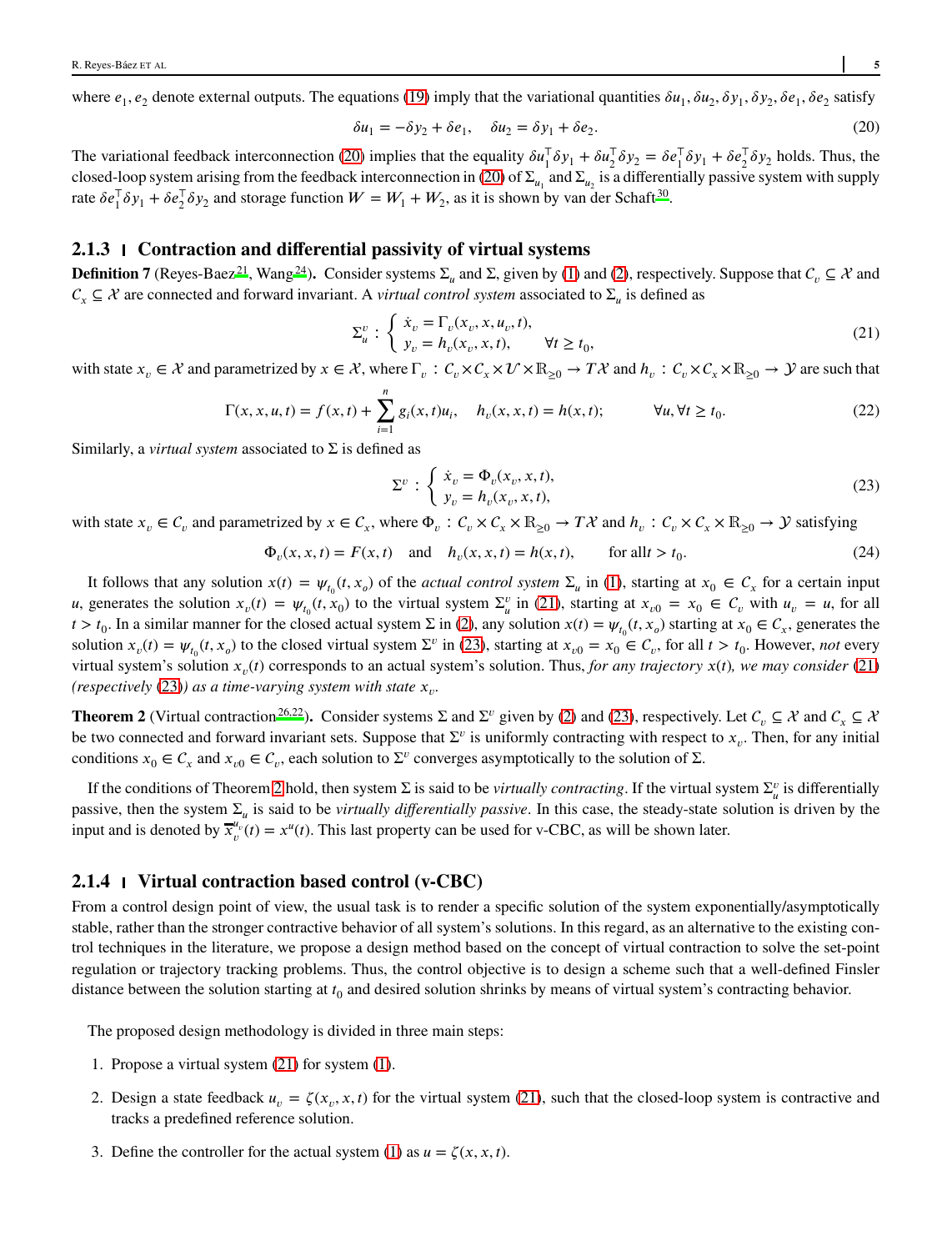where $e_1, e_2$ denote external outputs. The equations (19) imply that the variational quantities $\delta u_1, \delta u_2, \delta y_1, \delta y_2, \delta e_1, \delta e_2$ satisfy

$$\delta u_1 = -\delta y_2 + \delta e_1, \quad \delta u_2 = \delta y_1 + \delta e_2. \tag{20}$$

The variational feedback interconnection (20) implies that the equality $\delta u_1^\top \delta y_1 + \delta u_2^\top \delta y_2 = \delta e_1^\top \delta y_1 + \delta e_2^\top \delta y_2$ holds. Thus, the closed-loop system arising from the feedback interconnection in (20) of $\Sigma_{u_1}$ and $\Sigma_{u_2}$ is a differentially passive system with supply rate $\delta e_1^\top \delta y_1 + \delta e_2^\top \delta y_2$ and storage function $W = W_1 + W_2$, as it is shown by van der Schaft[30].

### 2.1.3 | Contraction and differential passivity of virtual systems

**Definition 7** (Reyes-Baez[21], Wang[24])**.** Consider systems $\Sigma_u$ and $\Sigma$, given by (1) and (2), respectively. Suppose that $\mathcal{C}_v \subseteq \mathcal{X}$ and $\mathcal{C}_x \subseteq \mathcal{X}$ are connected and forward invariant. A *virtual control system* associated to $\Sigma_u$ is defined as

$$\Sigma_u^v : \begin{cases} \dot{x}_v = \Gamma_v(x_v, x, u_v, t), \\ y_v = h_v(x_v, x, t), \qquad \forall t \geq t_0, \end{cases} \tag{21}$$

with state $x_v \in \mathcal{X}$ and parametrized by $x \in \mathcal{X}$, where $\Gamma_v : \mathcal{C}_v \times \mathcal{C}_x \times \mathcal{U} \times \mathbb{R}_{\geq 0} \to T\mathcal{X}$ and $h_v : \mathcal{C}_v \times \mathcal{C}_x \times \mathbb{R}_{\geq 0} \to \mathcal{Y}$ are such that

$$\Gamma(x, x, u, t) = f(x, t) + \sum_{i=1}^{n} g_i(x, t) u_i, \quad h_v(x, x, t) = h(x, t); \qquad \forall u, \forall t \geq t_0. \tag{22}$$

Similarly, a *virtual system* associated to $\Sigma$ is defined as

$$\Sigma^v : \begin{cases} \dot{x}_v = \Phi_v(x_v, x, t), \\ y_v = h_v(x_v, x, t), \end{cases} \tag{23}$$

with state $x_v \in \mathcal{C}_v$ and parametrized by $x \in \mathcal{C}_x$, where $\Phi_v : \mathcal{C}_v \times \mathcal{C}_x \times \mathbb{R}_{\geq 0} \to T\mathcal{X}$ and $h_v : \mathcal{C}_v \times \mathcal{C}_x \times \mathbb{R}_{\geq 0} \to \mathcal{Y}$ satisfying

$$\Phi_v(x, x, t) = F(x, t) \quad \text{and} \quad h_v(x, x, t) = h(x, t), \qquad \text{for all} t > t_0. \tag{24}$$

It follows that any solution $x(t) = \psi_{t_0}(t, x_o)$ of the *actual control system* $\Sigma_u$ in (1), starting at $x_0 \in \mathcal{C}_x$ for a certain input $u$, generates the solution $x_v(t) = \psi_{t_0}(t, x_0)$ to the virtual system $\Sigma_u^v$ in (21), starting at $x_{v0} = x_0 \in \mathcal{C}_v$ with $u_v = u$, for all $t > t_0$. In a similar manner for the closed actual system $\Sigma$ in (2), any solution $x(t) = \psi_{t_0}(t, x_o)$ starting at $x_0 \in \mathcal{C}_x$, generates the solution $x_v(t) = \psi_{t_0}(t, x_o)$ to the closed virtual system $\Sigma^v$ in (23), starting at $x_{v0} = x_0 \in \mathcal{C}_v$, for all $t > t_0$. However, *not* every virtual system's solution $x_v(t)$ corresponds to an actual system's solution. Thus, *for any trajectory $x(t)$, we may consider (21) (respectively (23)) as a time-varying system with state $x_v$.*

**Theorem 2** (Virtual contraction[26,22])**.** Consider systems $\Sigma$ and $\Sigma^v$ given by (2) and (23), respectively. Let $\mathcal{C}_v \subseteq \mathcal{X}$ and $\mathcal{C}_x \subseteq \mathcal{X}$ be two connected and forward invariant sets. Suppose that $\Sigma^v$ is uniformly contracting with respect to $x_v$. Then, for any initial conditions $x_0 \in \mathcal{C}_x$ and $x_{v0} \in \mathcal{C}_v$, each solution to $\Sigma^v$ converges asymptotically to the solution of $\Sigma$.

If the conditions of Theorem 2 hold, then system $\Sigma$ is said to be *virtually contracting*. If the virtual system $\Sigma_u^v$ is differentially passive, then the system $\Sigma_u$ is said to be *virtually differentially passive*. In this case, the steady-state solution is driven by the input and is denoted by $\overline{x}_v^{u_v}(t) = x^u(t)$. This last property can be used for v-CBC, as will be shown later.

### 2.1.4 | Virtual contraction based control (v-CBC)

From a control design point of view, the usual task is to render a specific solution of the system exponentially/asymptotically stable, rather than the stronger contractive behavior of all system's solutions. In this regard, as an alternative to the existing control techniques in the literature, we propose a design method based on the concept of virtual contraction to solve the set-point regulation or trajectory tracking problems. Thus, the control objective is to design a scheme such that a well-defined Finsler distance between the solution starting at $t_0$ and desired solution shrinks by means of virtual system's contracting behavior.

The proposed design methodology is divided in three main steps:

1. Propose a virtual system (21) for system (1).
2. Design a state feedback $u_v = \zeta(x_v, x, t)$ for the virtual system (21), such that the closed-loop system is contractive and tracks a predefined reference solution.
3. Define the controller for the actual system (1) as $u = \zeta(x, x, t)$.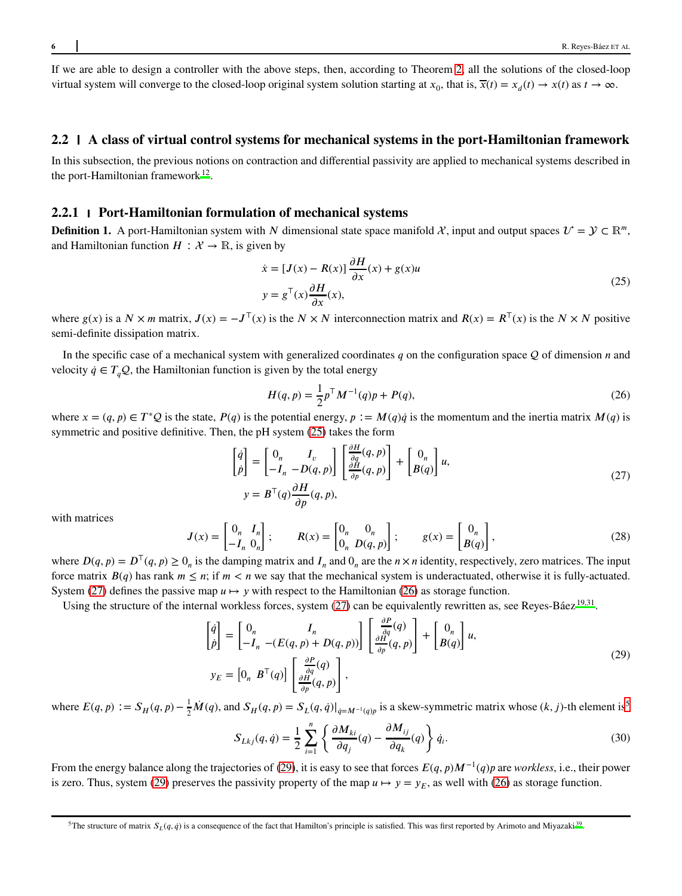If we are able to design a controller with the above steps, then, according to Theorem 2, all the solutions of the closed-loop virtual system will converge to the closed-loop original system solution starting at $x_0$, that is, $\overline{x}(t) = x_d(t) \to x(t)$ as $t \to \infty$.

## 2.2 | A class of virtual control systems for mechanical systems in the port-Hamiltonian framework

In this subsection, the previous notions on contraction and differential passivity are applied to mechanical systems described in the port-Hamiltonian framework[12].

### 2.2.1 | Port-Hamiltonian formulation of mechanical systems

**Definition 1.** A port-Hamiltonian system with $N$ dimensional state space manifold $\mathcal{X}$, input and output spaces $\mathcal{U} = \mathcal{Y} \subset \mathbb{R}^m$, and Hamiltonian function $H : \mathcal{X} \to \mathbb{R}$, is given by

$$
\begin{aligned}
\dot{x} &= [J(x) - R(x)] \frac{\partial H}{\partial x}(x) + g(x)u \\
y &= g^\top(x) \frac{\partial H}{\partial x}(x),
\end{aligned}
\tag{25}
$$

where $g(x)$ is a $N \times m$ matrix, $J(x) = -J^\top(x)$ is the $N \times N$ interconnection matrix and $R(x) = R^\top(x)$ is the $N \times N$ positive semi-definite dissipation matrix.

In the specific case of a mechanical system with generalized coordinates $q$ on the configuration space $\mathcal{Q}$ of dimension $n$ and velocity $\dot{q} \in T_q\mathcal{Q}$, the Hamiltonian function is given by the total energy

$$
H(q,p) = \frac{1}{2} p^\top M^{-1}(q) p + P(q),
\tag{26}
$$

where $x = (q, p) \in T^*\mathcal{Q}$ is the state, $P(q)$ is the potential energy, $p := M(q)\dot{q}$ is the momentum and the inertia matrix $M(q)$ is symmetric and positive definitive. Then, the pH system (25) takes the form

$$
\begin{aligned}
\begin{bmatrix} \dot{q} \\ \dot{p} \end{bmatrix} &= \begin{bmatrix} 0_n & I_v \\ -I_n & -D(q,p) \end{bmatrix} \begin{bmatrix} \frac{\partial H}{\partial q}(q,p) \\ \frac{\partial H}{\partial p}(q,p) \end{bmatrix} + \begin{bmatrix} 0_n \\ B(q) \end{bmatrix} u, \\
y &= B^\top(q) \frac{\partial H}{\partial p}(q,p),
\end{aligned}
\tag{27}
$$

with matrices

$$
J(x) = \begin{bmatrix} 0_n & I_n \\ -I_n & 0_n \end{bmatrix}; \qquad R(x) = \begin{bmatrix} 0_n & 0_n \\ 0_n & D(q,p) \end{bmatrix}; \qquad g(x) = \begin{bmatrix} 0_n \\ B(q) \end{bmatrix},
\tag{28}
$$

where $D(q,p) = D^\top(q,p) \geq 0_n$ is the damping matrix and $I_n$ and $0_n$ are the $n \times n$ identity, respectively, zero matrices. The input force matrix $B(q)$ has rank $m \leq n$; if $m < n$ we say that the mechanical system is underactuated, otherwise it is fully-actuated. System (27) defines the passive map $u \mapsto y$ with respect to the Hamiltonian (26) as storage function.

Using the structure of the internal workless forces, system (27) can be equivalently rewritten as, see Reyes-Báez[19,31].

$$
\begin{aligned}
\begin{bmatrix} \dot{q} \\ \dot{p} \end{bmatrix} &= \begin{bmatrix} 0_n & I_n \\ -I_n & -(E(q,p) + D(q,p)) \end{bmatrix} \begin{bmatrix} \frac{\partial P}{\partial q}(q) \\ \frac{\partial H}{\partial p}(q,p) \end{bmatrix} + \begin{bmatrix} 0_n \\ B(q) \end{bmatrix} u, \\
y_E &= \begin{bmatrix} 0_n & B^\top(q) \end{bmatrix} \begin{bmatrix} \frac{\partial P}{\partial q}(q) \\ \frac{\partial H}{\partial p}(q,p) \end{bmatrix},
\end{aligned}
\tag{29}
$$

where $E(q,p) := S_H(q,p) - \frac{1}{2}\dot{M}(q)$, and $S_H(q,p) = S_L(q,\dot{q})|_{\dot{q}=M^{-1}(q)p}$ is a skew-symmetric matrix whose $(k,j)$-th element is[5]

$$
S_{Lkj}(q,\dot{q}) = \frac{1}{2} \sum_{i=1}^{n} \left\{ \frac{\partial M_{ki}}{\partial q_j}(q) - \frac{\partial M_{ij}}{\partial q_k}(q) \right\} \dot{q}_i.
\tag{30}
$$

From the energy balance along the trajectories of (29), it is easy to see that forces $E(q,p)M^{-1}(q)p$ are *workless*, i.e., their power is zero. Thus, system (29) preserves the passivity property of the map $u \mapsto y = y_E$, as well with (26) as storage function.

[5] The structure of matrix $S_L(q,\dot{q})$ is a consequence of the fact that Hamilton's principle is satisfied. This was first reported by Arimoto and Miyazaki[39].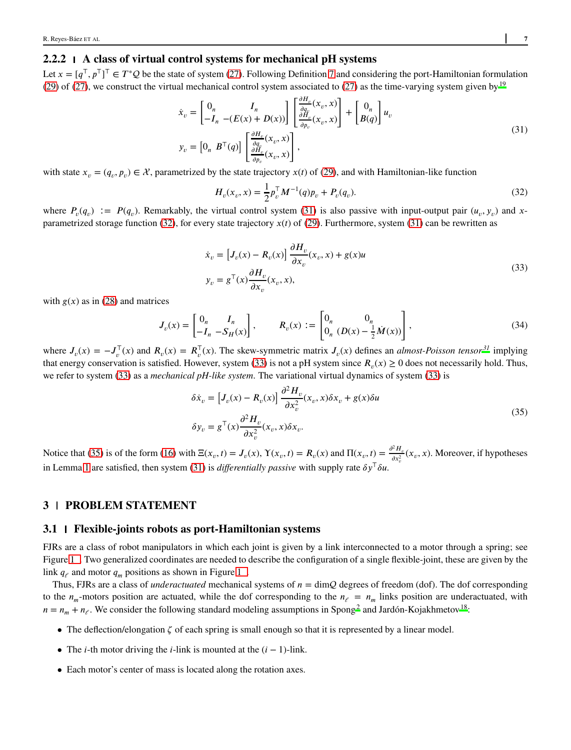### 2.2.2 | A class of virtual control systems for mechanical pH systems

Let $x = [q^\top, p^\top]^\top \in T^*\mathcal{Q}$ be the state of system (27). Following Definition 7 and considering the port-Hamiltonian formulation (29) of (27), we construct the virtual mechanical control system associated to (27) as the time-varying system given by[19]

$$
\begin{aligned}
\dot{x}_v &= \begin{bmatrix} 0_n & I_n \\ -I_n & -(E(x)+D(x)) \end{bmatrix} \begin{bmatrix} \frac{\partial H_v}{\partial q_v}(x_v, x) \\ \frac{\partial H_v}{\partial p_v}(x_v, x) \end{bmatrix} + \begin{bmatrix} 0_n \\ B(q) \end{bmatrix} u_v \\
y_v &= \begin{bmatrix} 0_n & B^\top(q) \end{bmatrix} \begin{bmatrix} \frac{\partial H_v}{\partial q_v}(x_v, x) \\ \frac{\partial H_v}{\partial p_v}(x_v, x) \end{bmatrix},
\end{aligned} \tag{31}
$$

with state $x_v = (q_v, p_v) \in \mathcal{X}$, parametrized by the state trajectory $x(t)$ of (29), and with Hamiltonian-like function

$$
H_v(x_v, x) = \frac{1}{2} p_v^\top M^{-1}(q) p_v + P_v(q_v). \tag{32}
$$

where $P_v(q_v) := P(q_v)$. Remarkably, the virtual control system (31) is also passive with input-output pair $(u_v, y_v)$ and $x$-parametrized storage function (32), for every state trajectory $x(t)$ of (29). Furthermore, system (31) can be rewritten as

$$
\begin{aligned}
\dot{x}_v &= \left[ J_v(x) - R_v(x) \right] \frac{\partial H_v}{\partial x_v}(x_v, x) + g(x) u \\
y_v &= g^\top(x) \frac{\partial H_v}{\partial x_v}(x_v, x),
\end{aligned} \tag{33}
$$

with $g(x)$ as in (28) and matrices

$$
J_v(x) = \begin{bmatrix} 0_n & I_n \\ -I_n & -S_H(x) \end{bmatrix}, \qquad R_v(x) := \begin{bmatrix} 0_n & 0_n \\ 0_n & (D(x) - \frac{1}{2}\dot{M}(x)) \end{bmatrix}, \tag{34}
$$

where $J_v(x) = -J_v^\top(x)$ and $R_v(x) = R_v^\top(x)$. The skew-symmetric matrix $J_v(x)$ defines an *almost-Poisson tensor*[31] implying that energy conservation is satisfied. However, system (33) is not a pH system since $R_v(x) \geq 0$ does not necessarily hold. Thus, we refer to system (33) as a *mechanical pH-like system*. The variational virtual dynamics of system (33) is

$$
\begin{aligned}
\delta \dot{x}_v &= \left[ J_v(x) - R_v(x) \right] \frac{\partial^2 H_v}{\partial x_v^2}(x_v, x) \delta x_v + g(x) \delta u \\
\delta y_v &= g^\top(x) \frac{\partial^2 H_v}{\partial x_v^2}(x_v, x) \delta x_v.
\end{aligned} \tag{35}
$$

Notice that (35) is of the form (16) with $\Xi(x_v, t) = J_v(x)$, $\Upsilon(x_v, t) = R_v(x)$ and $\Pi(x_v, t) = \frac{\partial^2 H_v}{\partial x_v^2}(x_v, x)$. Moreover, if hypotheses in Lemma 1 are satisfied, then system (31) is *differentially passive* with supply rate $\delta y^\top \delta u$.

## 3 | PROBLEM STATEMENT

### 3.1 | Flexible-joints robots as port-Hamiltonian systems

FJRs are a class of robot manipulators in which each joint is given by a link interconnected to a motor through a spring; see Figure 1 . Two generalized coordinates are needed to describe the configuration of a single flexible-joint, these are given by the link $q_\ell$ and motor $q_m$ positions as shown in Figure 1 .

Thus, FJRs are a class of *underactuated* mechanical systems of $n = \dim \mathcal{Q}$ degrees of freedom (dof). The dof corresponding to the $n_m$-motors position are actuated, while the dof corresponding to the $n_\ell = n_m$ links position are underactuated, with $n = n_m + n_\ell$. We consider the following standard modeling assumptions in Spong[2] and Jardón-Kojakhmetov[18]:

- The deflection/elongation $\zeta$ of each spring is small enough so that it is represented by a linear model.
- The $i$-th motor driving the $i$-link is mounted at the $(i-1)$-link.
- Each motor's center of mass is located along the rotation axes.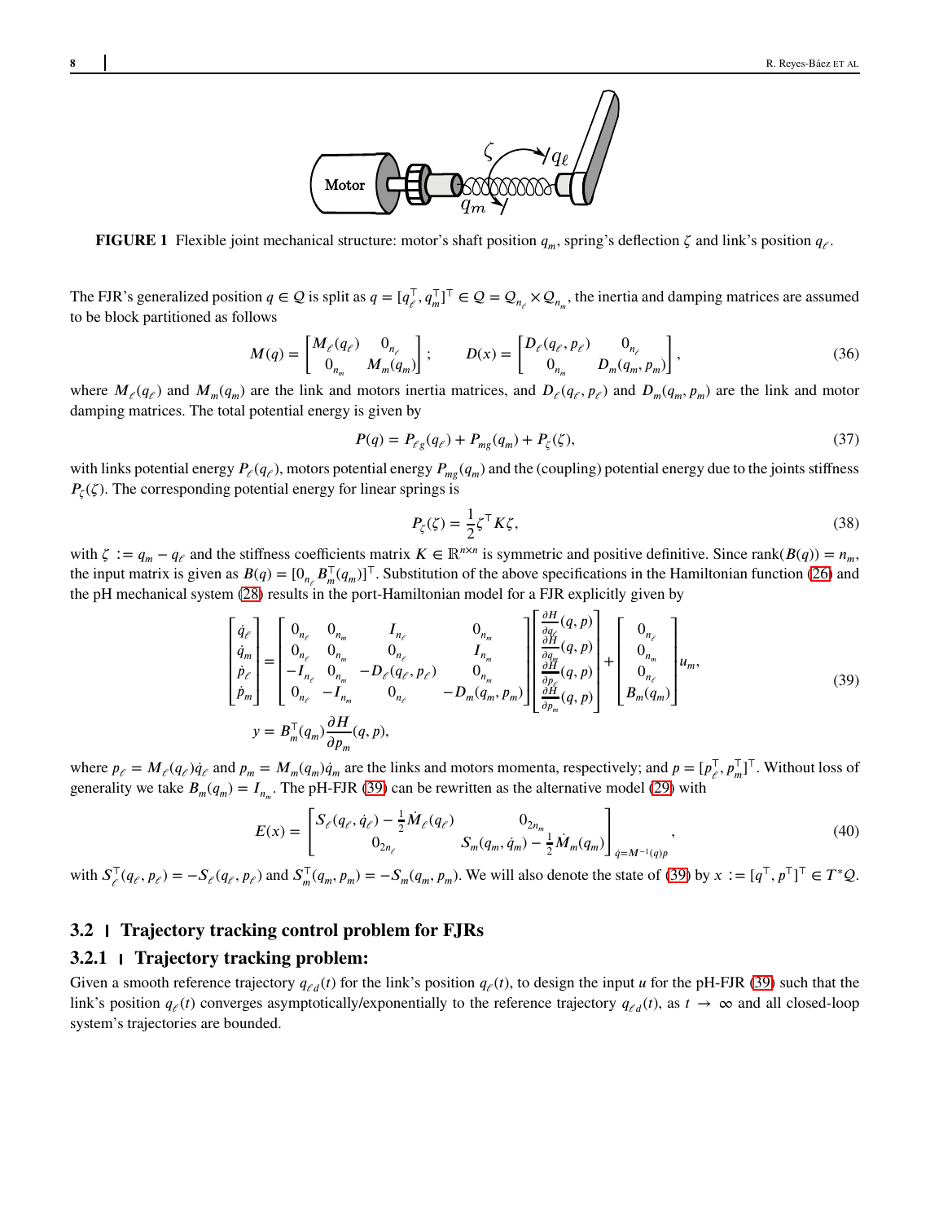**FIGURE 1** Flexible joint mechanical structure: motor's shaft position $q_m$, spring's deflection $\zeta$ and link's position $q_\ell$.

The FJR's generalized position $q \in \mathcal{Q}$ is split as $q = [q_\ell^\top, q_m^\top]^\top \in \mathcal{Q} = \mathcal{Q}_{n_\ell} \times \mathcal{Q}_{n_m}$, the inertia and damping matrices are assumed to be block partitioned as follows

$$M(q) = \begin{bmatrix} M_\ell(q_\ell) & 0_{n_\ell} \\ 0_{n_m} & M_m(q_m) \end{bmatrix}; \qquad D(x) = \begin{bmatrix} D_\ell(q_\ell, p_\ell) & 0_{n_\ell} \\ 0_{n_m} & D_m(q_m, p_m) \end{bmatrix}, \tag{36}$$

where $M_\ell(q_\ell)$ and $M_m(q_m)$ are the link and motors inertia matrices, and $D_\ell(q_\ell, p_\ell)$ and $D_m(q_m, p_m)$ are the link and motor damping matrices. The total potential energy is given by

$$P(q) = P_{\ell g}(q_\ell) + P_{mg}(q_m) + P_\zeta(\zeta), \tag{37}$$

with links potential energy $P_\ell(q_\ell)$, motors potential energy $P_{mg}(q_m)$ and the (coupling) potential energy due to the joints stiffness $P_\zeta(\zeta)$. The corresponding potential energy for linear springs is

$$P_\zeta(\zeta) = \frac{1}{2}\zeta^\top K \zeta, \tag{38}$$

with $\zeta := q_m - q_\ell$ and the stiffness coefficients matrix $K \in \mathbb{R}^{n \times n}$ is symmetric and positive definitive. Since $\text{rank}(B(q)) = n_m$, the input matrix is given as $B(q) = [0_{n_\ell} \, B_m^\top(q_m)]^\top$. Substitution of the above specifications in the Hamiltonian function (26) and the pH mechanical system (28) results in the port-Hamiltonian model for a FJR explicitly given by

$$\begin{aligned} \begin{bmatrix} \dot{q}_\ell \\ \dot{q}_m \\ \dot{p}_\ell \\ \dot{p}_m \end{bmatrix} &= \begin{bmatrix} 0_{n_\ell} & 0_{n_m} & I_{n_\ell} & 0_{n_m} \\ 0_{n_\ell} & 0_{n_m} & 0_{n_\ell} & I_{n_m} \\ -I_{n_\ell} & 0_{n_m} & -D_\ell(q_\ell, p_\ell) & 0_{n_m} \\ 0_{n_\ell} & -I_{n_m} & 0_{n_\ell} & -D_m(q_m, p_m) \end{bmatrix} \begin{bmatrix} \frac{\partial H}{\partial q_\ell}(q, p) \\ \frac{\partial H}{\partial q_m}(q, p) \\ \frac{\partial H}{\partial p_\ell}(q, p) \\ \frac{\partial H}{\partial p_m}(q, p) \end{bmatrix} + \begin{bmatrix} 0_{n_\ell} \\ 0_{n_m} \\ 0_{n_\ell} \\ B_m(q_m) \end{bmatrix} u_m, \\ y &= B_m^\top(q_m) \frac{\partial H}{\partial p_m}(q, p), \end{aligned} \tag{39}$$

where $p_\ell = M_\ell(q_\ell)\dot{q}_\ell$ and $p_m = M_m(q_m)\dot{q}_m$ are the links and motors momenta, respectively; and $p = [p_\ell^\top, p_m^\top]^\top$. Without loss of generality we take $B_m(q_m) = I_{n_m}$. The pH-FJR (39) can be rewritten as the alternative model (29) with

$$E(x) = \begin{bmatrix} S_\ell(q_\ell, \dot{q}_\ell) - \frac{1}{2}\dot{M}_\ell(q_\ell) & 0_{2n_m} \\ 0_{2n_\ell} & S_m(q_m, \dot{q}_m) - \frac{1}{2}\dot{M}_m(q_m) \end{bmatrix}_{\dot{q} = M^{-1}(q)p}, \tag{40}$$

with $S_\ell^\top(q_\ell, p_\ell) = -S_\ell(q_\ell, p_\ell)$ and $S_m^\top(q_m, p_m) = -S_m(q_m, p_m)$. We will also denote the state of (39) by $x := [q^\top, p^\top]^\top \in T^*\mathcal{Q}$.

## 3.2 | Trajectory tracking control problem for FJRs

### 3.2.1 | Trajectory tracking problem:

Given a smooth reference trajectory $q_{\ell d}(t)$ for the link's position $q_\ell(t)$, to design the input $u$ for the pH-FJR (39) such that the link's position $q_\ell(t)$ converges asymptotically/exponentially to the reference trajectory $q_{\ell d}(t)$, as $t \to \infty$ and all closed-loop system's trajectories are bounded.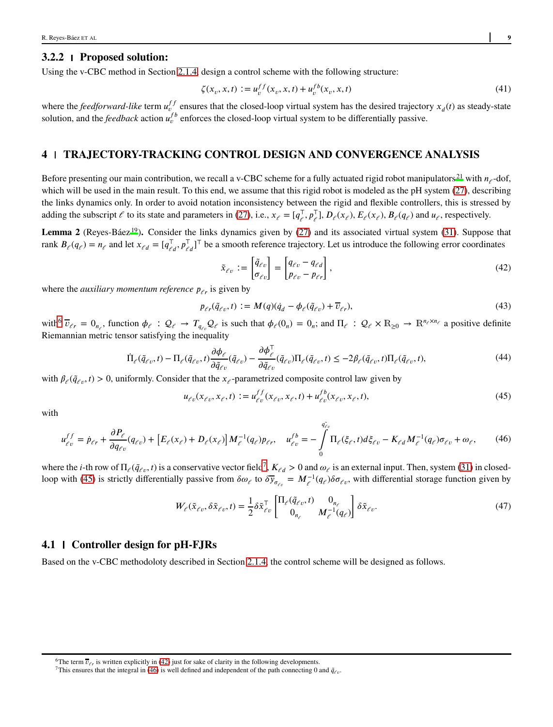### 3.2.2 | Proposed solution:

Using the v-CBC method in Section 2.1.4, design a control scheme with the following structure:

$$\zeta(x_v, x, t) := u_v^{ff}(x_v, x, t) + u_v^{fb}(x_v, x, t) \tag{41}$$

where the *feedforward-like* term $u_v^{ff}$ ensures that the closed-loop virtual system has the desired trajectory $x_d(t)$ as steady-state solution, and the *feedback* action $u_v^{fb}$ enforces the closed-loop virtual system to be differentially passive.

## 4 | TRAJECTORY-TRACKING CONTROL DESIGN AND CONVERGENCE ANALYSIS

Before presenting our main contribution, we recall a v-CBC scheme for a fully actuated rigid robot manipulators[21] with $n_\ell$-dof, which will be used in the main result. To this end, we assume that this rigid robot is modeled as the pH system (27), describing the links dynamics only. In order to avoid notation inconsistency between the rigid and flexible controllers, this is stressed by adding the subscript $\ell$ to its state and parameters in (27), i.e., $x_\ell = [q_\ell^\top, p_\ell^\top]$, $D_\ell(x_\ell)$, $E_\ell(x_\ell)$, $B_\ell(q_\ell)$ and $u_\ell$, respectively.

**Lemma 2** (Reyes-Báez[19]). Consider the links dynamics given by (27) and its associated virtual system (31). Suppose that rank $B_\ell(q_\ell) = n_\ell$ and let $x_{\ell d} = [q_{\ell d}^\top, p_{\ell d}^\top]^\top$ be a smooth reference trajectory. Let us introduce the following error coordinates

$$\tilde{x}_{\ell v} := \begin{bmatrix} \tilde{q}_{\ell v} \\ \sigma_{\ell v} \end{bmatrix} = \begin{bmatrix} q_{\ell v} - q_{\ell d} \\ p_{\ell v} - p_{\ell r} \end{bmatrix}, \tag{42}$$

where the *auxiliary momentum reference* $p_{\ell r}$ is given by

$$p_{\ell r}(\tilde{q}_{\ell v}, t) := M(q)(\dot{q}_d - \phi_\ell(\tilde{q}_{\ell v}) + \overline{v}_{\ell r}), \tag{43}$$

with[6] $\overline{v}_{\ell r} = 0_{n_\ell}$, function $\phi_\ell : \mathcal{Q}_\ell \to T_{q_{\ell v}}\mathcal{Q}_\ell$ is such that $\phi_\ell(0_n) = 0_n$; and $\Pi_\ell : \mathcal{Q}_\ell \times \mathbb{R}_{\geq 0} \to \mathbb{R}^{n_\ell \times n_\ell}$ a positive definite Riemannian metric tensor satisfying the inequality

$$\dot{\Pi}_\ell(\tilde{q}_{\ell v}, t) - \Pi_\ell(\tilde{q}_{\ell v}, t)\frac{\partial \phi_\ell}{\partial \tilde{q}_{\ell v}}(\tilde{q}_{\ell v}) - \frac{\partial \phi_\ell^\top}{\partial \tilde{q}_{\ell v}}(\tilde{q}_{\ell v})\Pi_\ell(\tilde{q}_{\ell v}, t) \leq -2\beta_\ell(\tilde{q}_{\ell v}, t)\Pi_\ell(\tilde{q}_{\ell v}, t), \tag{44}$$

with $\beta_\ell(\tilde{q}_{\ell v}, t) > 0$, uniformly. Consider that the $x_\ell$-parametrized composite control law given by

$$u_{\ell v}(x_{\ell v}, x_\ell, t) := u_{\ell v}^{ff}(x_{\ell v}, x_\ell, t) + u_{\ell v}^{fb}(x_{\ell v}, x_\ell, t), \tag{45}$$

with

$$u_{\ell v}^{ff} = \dot{p}_{\ell r} + \frac{\partial P_\ell}{\partial q_{\ell v}}(q_{\ell v}) + \left[E_\ell(x_\ell) + D_\ell(x_\ell)\right]M_\ell^{-1}(q_\ell)p_{\ell r}, \quad u_{\ell v}^{fb} = -\int_0^{\tilde{q}_{\ell v}} \Pi_\ell(\xi_\ell, t)d\xi_{\ell v} - K_{\ell d}M_\ell^{-1}(q_\ell)\sigma_{\ell v} + \omega_\ell, \tag{46}$$

where the $i$-th row of $\Pi_\ell(\tilde{q}_{\ell v}, t)$ is a conservative vector field[7], $K_{\ell d} > 0$ and $\omega_\ell$ is an external input. Then, system (31) in closed-loop with (45) is strictly differentially passive from $\delta\omega_\ell$ to $\delta\overline{y}_{\sigma_{\ell v}} = M_\ell^{-1}(q_\ell)\delta\sigma_{\ell v}$, with differential storage function given by

$$W_\ell(\tilde{x}_{\ell v}, \delta\tilde{x}_{\ell v}, t) = \frac{1}{2}\delta\tilde{x}_{\ell v}^\top \begin{bmatrix} \Pi_\ell(\tilde{q}_{\ell v}, t) & 0_{n_\ell} \\ 0_{n_\ell} & M_\ell^{-1}(q_\ell) \end{bmatrix} \delta\tilde{x}_{\ell v}. \tag{47}$$

### 4.1 | Controller design for pH-FJRs

Based on the v-CBC methodoloty described in Section 2.1.4, the control scheme will be designed as follows.

---

[6] The term $\overline{v}_{\ell r}$ is written explicitly in (42) just for sake of clarity in the following developments.

[7] This ensures that the integral in (46) is well defined and independent of the path connecting 0 and $\tilde{q}_{\ell v}$.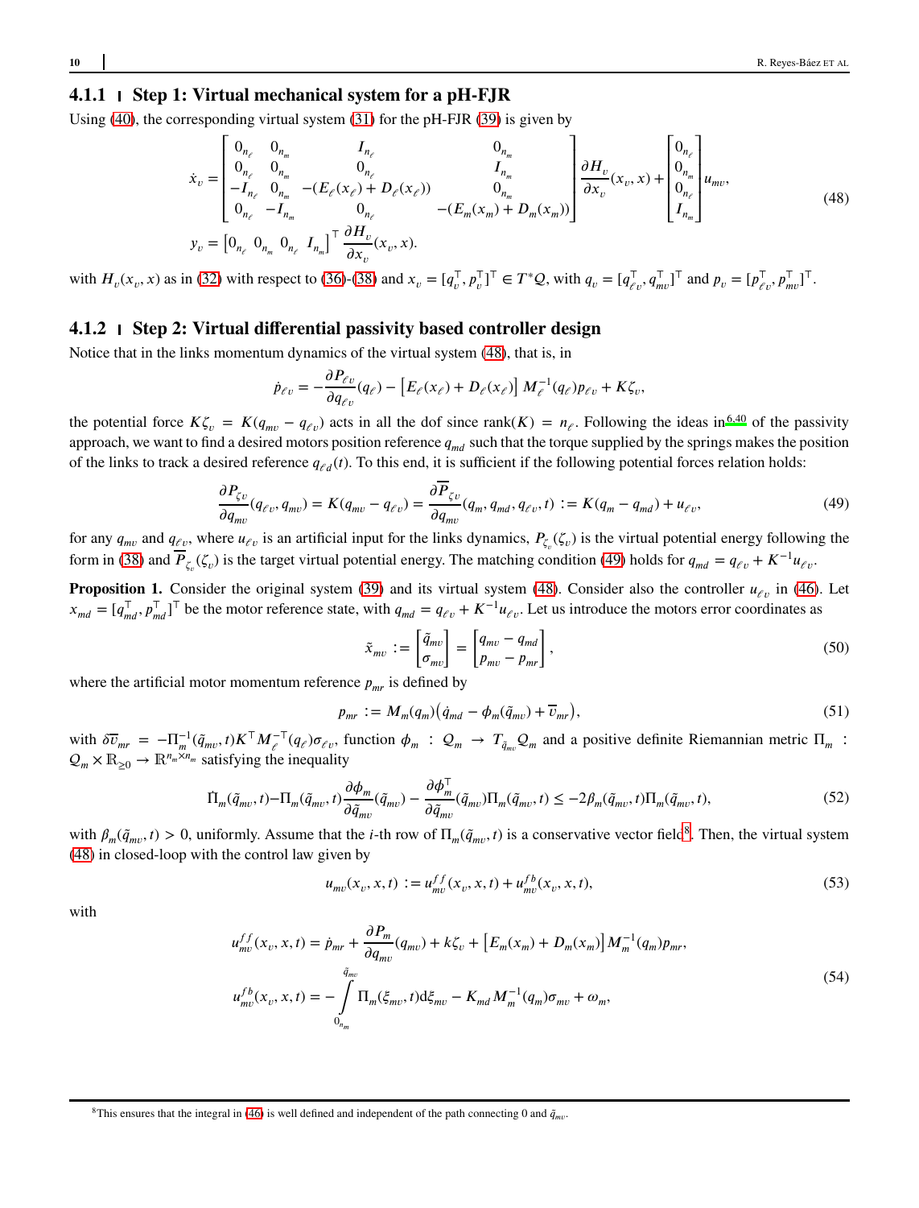#### 4.1.1 | Step 1: Virtual mechanical system for a pH-FJR

Using (40), the corresponding virtual system (31) for the pH-FJR (39) is given by

$$
\begin{aligned}
\dot{x}_v &= \begin{bmatrix} 0_{n_\ell} & 0_{n_m} & I_{n_\ell} & 0_{n_m} \\ 0_{n_\ell} & 0_{n_m} & 0_{n_\ell} & I_{n_m} \\ -I_{n_\ell} & 0_{n_m} & -(E_\ell(x_\ell)+D_\ell(x_\ell)) & 0_{n_m} \\ 0_{n_\ell} & -I_{n_m} & 0_{n_\ell} & -(E_m(x_m)+D_m(x_m)) \end{bmatrix} \frac{\partial H_v}{\partial x_v}(x_v,x) + \begin{bmatrix} 0_{n_\ell} \\ 0_{n_m} \\ 0_{n_\ell} \\ I_{n_m} \end{bmatrix} u_{mv}, \\
y_v &= \begin{bmatrix} 0_{n_\ell} & 0_{n_m} & 0_{n_\ell} & I_{n_m} \end{bmatrix}^\top \frac{\partial H_v}{\partial x_v}(x_v,x).
\end{aligned} \tag{48}
$$

with $H_v(x_v,x)$ as in (32) with respect to (36)-(38) and $x_v = [q_v^\top, p_v^\top]^\top \in T^*\mathcal{Q}$, with $q_v = [q_{\ell v}^\top, q_{mv}^\top]^\top$ and $p_v = [p_{\ell v}^\top, p_{mv}^\top]^\top$.

#### 4.1.2 | Step 2: Virtual differential passivity based controller design

Notice that in the links momentum dynamics of the virtual system (48), that is, in

$$
\dot{p}_{\ell v} = -\frac{\partial P_{\ell v}}{\partial q_{\ell v}}(q_\ell) - \left[E_\ell(x_\ell) + D_\ell(x_\ell)\right] M_\ell^{-1}(q_\ell) p_{\ell v} + K\zeta_v,
$$

the potential force $K\zeta_v = K(q_{mv} - q_{\ell v})$ acts in all the dof since $\mathrm{rank}(K) = n_\ell$. Following the ideas in[6,40] of the passivity approach, we want to find a desired motors position reference $q_{md}$ such that the torque supplied by the springs makes the position of the links to track a desired reference $q_{\ell d}(t)$. To this end, it is sufficient if the following potential forces relation holds:

$$
\frac{\partial P_{\zeta v}}{\partial q_{mv}}(q_{\ell v}, q_{mv}) = K(q_{mv} - q_{\ell v}) = \frac{\partial \overline{P}_{\zeta v}}{\partial q_{mv}}(q_m, q_{md}, q_{\ell v}, t) := K(q_m - q_{md}) + u_{\ell v}, \tag{49}
$$

for any $q_{mv}$ and $q_{\ell v}$, where $u_{\ell v}$ is an artificial input for the links dynamics, $P_{\zeta_v}(\zeta_v)$ is the virtual potential energy following the form in (38) and $\overline{P}_{\zeta_v}(\zeta_v)$ is the target virtual potential energy. The matching condition (49) holds for $q_{md} = q_{\ell v} + K^{-1}u_{\ell v}$.

**Proposition 1.** Consider the original system (39) and its virtual system (48). Consider also the controller $u_{\ell v}$ in (46). Let $x_{md} = [q_{md}^\top, p_{md}^\top]^\top$ be the motor reference state, with $q_{md} = q_{\ell v} + K^{-1}u_{\ell v}$. Let us introduce the motors error coordinates as

$$
\tilde{x}_{mv} := \begin{bmatrix} \tilde{q}_{mv} \\ \sigma_{mv} \end{bmatrix} = \begin{bmatrix} q_{mv} - q_{md} \\ p_{mv} - p_{mr} \end{bmatrix}, \tag{50}
$$

where the artificial motor momentum reference $p_{mr}$ is defined by

$$
p_{mr} := M_m(q_m)\left(\dot{q}_{md} - \phi_m(\tilde{q}_{mv}) + \overline{v}_{mr}\right), \tag{51}
$$

with $\delta\overline{v}_{mr} = -\Pi_m^{-1}(\tilde{q}_{mv}, t)K^\top M_\ell^{-\top}(q_\ell)\sigma_{\ell v}$, function $\phi_m : \mathcal{Q}_m \to T_{\tilde{q}_{mv}}\mathcal{Q}_m$ and a positive definite Riemannian metric $\Pi_m : \mathcal{Q}_m \times \mathbb{R}_{\geq 0} \to \mathbb{R}^{n_m \times n_m}$ satisfying the inequality

$$
\dot{\Pi}_m(\tilde{q}_{mv}, t) - \Pi_m(\tilde{q}_{mv}, t)\frac{\partial \phi_m}{\partial \tilde{q}_{mv}}(\tilde{q}_{mv}) - \frac{\partial \phi_m^\top}{\partial \tilde{q}_{mv}}(\tilde{q}_{mv})\Pi_m(\tilde{q}_{mv}, t) \leq -2\beta_m(\tilde{q}_{mv}, t)\Pi_m(\tilde{q}_{mv}, t), \tag{52}
$$

with $\beta_m(\tilde{q}_{mv}, t) > 0$, uniformly. Assume that the $i$-th row of $\Pi_m(\tilde{q}_{mv}, t)$ is a conservative vector field[8]. Then, the virtual system (48) in closed-loop with the control law given by

$$
u_{mv}(x_v, x, t) := u_{mv}^{ff}(x_v, x, t) + u_{mv}^{fb}(x_v, x, t), \tag{53}
$$

with

$$
\begin{aligned}
u_{mv}^{ff}(x_v, x, t) &= \dot{p}_{mr} + \frac{\partial P_m}{\partial q_{mv}}(q_{mv}) + k\zeta_v + \left[E_m(x_m) + D_m(x_m)\right] M_m^{-1}(q_m) p_{mr}, \\
u_{mv}^{fb}(x_v, x, t) &= -\int_{0_{n_m}}^{\tilde{q}_{mv}} \Pi_m(\xi_{mv}, t)\mathrm{d}\xi_{mv} - K_{md} M_m^{-1}(q_m)\sigma_{mv} + \omega_m,
\end{aligned} \tag{54}
$$

[8] This ensures that the integral in (46) is well defined and independent of the path connecting 0 and $\tilde{q}_{mv}$.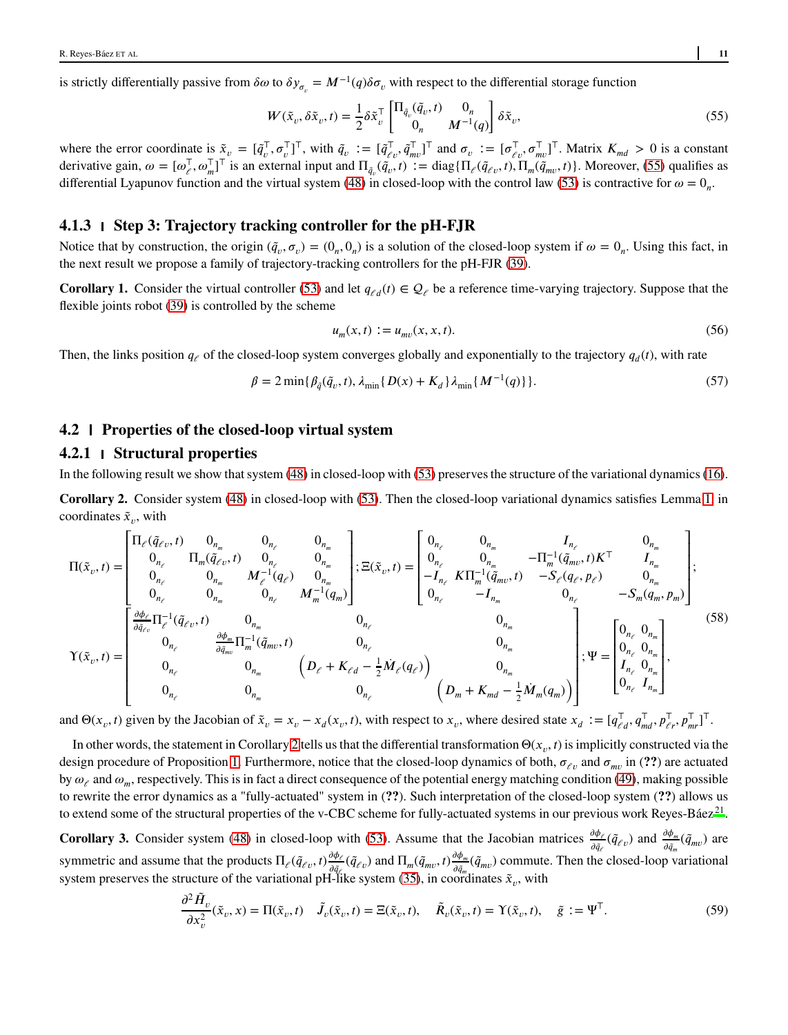is strictly differentially passive from $\delta\omega$ to $\delta y_{\sigma_v} = M^{-1}(q)\delta\sigma_v$ with respect to the differential storage function

$$W(\tilde{x}_v, \delta\tilde{x}_v, t) = \frac{1}{2}\delta\tilde{x}_v^\top \begin{bmatrix} \Pi_{\tilde{q}_v}(\tilde{q}_v, t) & 0_n \\ 0_n & M^{-1}(q) \end{bmatrix} \delta\tilde{x}_v, \tag{55}$$

where the error coordinate is $\tilde{x}_v = [\tilde{q}_v^\top, \sigma_v^\top]^\top$, with $\tilde{q}_v := [\tilde{q}_{\ell v}^\top, \tilde{q}_{mv}^\top]^\top$ and $\sigma_v := [\sigma_{\ell v}^\top, \sigma_{mv}^\top]^\top$. Matrix $K_{md} > 0$ is a constant derivative gain, $\omega = [\omega_\ell^\top, \omega_m^\top]^\top$ is an external input and $\Pi_{\tilde{q}_v}(\tilde{q}_v, t) := \text{diag}\{\Pi_\ell(\tilde{q}_{\ell v}, t), \Pi_m(\tilde{q}_{mv}, t)\}$. Moreover, (55) qualifies as differential Lyapunov function and the virtual system (48) in closed-loop with the control law (53) is contractive for $\omega = 0_n$.

### 4.1.3 | Step 3: Trajectory tracking controller for the pH-FJR

Notice that by construction, the origin $(\tilde{q}_v, \sigma_v) = (0_n, 0_n)$ is a solution of the closed-loop system if $\omega = 0_n$. Using this fact, in the next result we propose a family of trajectory-tracking controllers for the pH-FJR (39).

**Corollary 1.** Consider the virtual controller (53) and let $q_{\ell d}(t) \in \mathcal{Q}_\ell$ be a reference time-varying trajectory. Suppose that the flexible joints robot (39) is controlled by the scheme

$$u_m(x, t) := u_{mv}(x, x, t). \tag{56}$$

Then, the links position $q_\ell$ of the closed-loop system converges globally and exponentially to the trajectory $q_d(t)$, with rate

$$\beta = 2\min\{\beta_{\tilde{q}}(\tilde{q}_v, t), \lambda_{\min}\{D(x) + K_d\}\lambda_{\min}\{M^{-1}(q)\}\}. \tag{57}$$

## 4.2 | Properties of the closed-loop virtual system

### 4.2.1 | Structural properties

In the following result we show that system (48) in closed-loop with (53) preserves the structure of the variational dynamics (16).

**Corollary 2.** Consider system (48) in closed-loop with (53). Then the closed-loop variational dynamics satisfies Lemma 1 in coordinates $\tilde{x}_v$, with

$$\Pi(\tilde{x}_v, t) = \begin{bmatrix} \Pi_\ell(\tilde{q}_{\ell v}, t) & 0_{n_m} & 0_{n_\ell} & 0_{n_m} \\ 0_{n_\ell} & \Pi_m(\tilde{q}_{\ell v}, t) & 0_{n_\ell} & 0_{n_m} \\ 0_{n_\ell} & 0_{n_m} & M_\ell^{-1}(q_\ell) & 0_{n_m} \\ 0_{n_\ell} & 0_{n_m} & 0_{n_\ell} & M_m^{-1}(q_m) \end{bmatrix}; \Xi(\tilde{x}_v, t) = \begin{bmatrix} 0_{n_\ell} & 0_{n_m} & I_{n_\ell} & 0_{n_m} \\ 0_{n_\ell} & 0_{n_m} & -\Pi_m^{-1}(\tilde{q}_{mv}, t)K^\top & I_{n_m} \\ -I_{n_\ell} & K\Pi_m^{-1}(\tilde{q}_{mv}, t) & -S_\ell(q_\ell, p_\ell) & 0_{n_m} \\ 0_{n_\ell} & -I_{n_m} & 0_{n_\ell} & -S_m(q_m, p_m) \end{bmatrix};$$

$$\Upsilon(\tilde{x}_v, t) = \begin{bmatrix} \frac{\partial\phi_\ell}{\partial\tilde{q}_{\ell v}}\Pi_\ell^{-1}(\tilde{q}_{\ell v}, t) & 0_{n_m} & 0_{n_\ell} & 0_{n_m} \\ 0_{n_\ell} & \frac{\partial\phi_m}{\partial\tilde{q}_{mv}}\Pi_m^{-1}(\tilde{q}_{mv}, t) & 0_{n_\ell} & 0_{n_m} \\ 0_{n_\ell} & 0_{n_m} & \left(D_\ell + K_{\ell d} - \frac{1}{2}\dot{M}_\ell(q_\ell)\right) & 0_{n_m} \\ 0_{n_\ell} & 0_{n_m} & 0_{n_\ell} & \left(D_m + K_{md} - \frac{1}{2}\dot{M}_m(q_m)\right) \end{bmatrix}; \Psi = \begin{bmatrix} 0_{n_\ell} & 0_{n_m} \\ 0_{n_\ell} & 0_{n_m} \\ I_{n_\ell} & 0_{n_m} \\ 0_{n_\ell} & I_{n_m} \end{bmatrix}, \tag{58}$$

and $\Theta(x_v, t)$ given by the Jacobian of $\tilde{x}_v = x_v - x_d(x_v, t)$, with respect to $x_v$, where desired state $x_d := [q_{\ell d}^\top, q_{md}^\top, p_{\ell r}^\top, p_{mr}^\top]^\top$.

In other words, the statement in Corollary 2 tells us that the differential transformation $\Theta(x_v, t)$ is implicitly constructed via the design procedure of Proposition 1. Furthermore, notice that the closed-loop dynamics of both, $\sigma_{\ell v}$ and $\sigma_{mv}$ in (**??**) are actuated by $\omega_\ell$ and $\omega_m$, respectively. This is in fact a direct consequence of the potential energy matching condition (49), making possible to rewrite the error dynamics as a "fully-actuated" system in (**??**). Such interpretation of the closed-loop system (**??**) allows us to extend some of the structural properties of the v-CBC scheme for fully-actuated systems in our previous work Reyes-Báez[21].

**Corollary 3.** Consider system (48) in closed-loop with (53). Assume that the Jacobian matrices $\frac{\partial\phi_\ell}{\partial\tilde{q}_\ell}(\tilde{q}_{\ell v})$ and $\frac{\partial\phi_m}{\partial\tilde{q}_m}(\tilde{q}_{mv})$ are symmetric and assume that the products $\Pi_\ell(\tilde{q}_{\ell v}, t)\frac{\partial\phi_\ell}{\partial\tilde{q}_\ell}(\tilde{q}_{\ell v})$ and $\Pi_m(\tilde{q}_{mv}, t)\frac{\partial\phi_m}{\partial\tilde{q}_m}(\tilde{q}_{mv})$ commute. Then the closed-loop variational system preserves the structure of the variational pH-like system (35), in coordinates $\tilde{x}_v$, with

$$\frac{\partial^2\tilde{H}_v}{\partial x_v^2}(\tilde{x}_v, x) = \Pi(\tilde{x}_v, t) \quad \tilde{J}_v(\tilde{x}_v, t) = \Xi(\tilde{x}_v, t), \quad \tilde{R}_v(\tilde{x}_v, t) = \Upsilon(\tilde{x}_v, t), \quad \tilde{g} := \Psi^\top. \tag{59}$$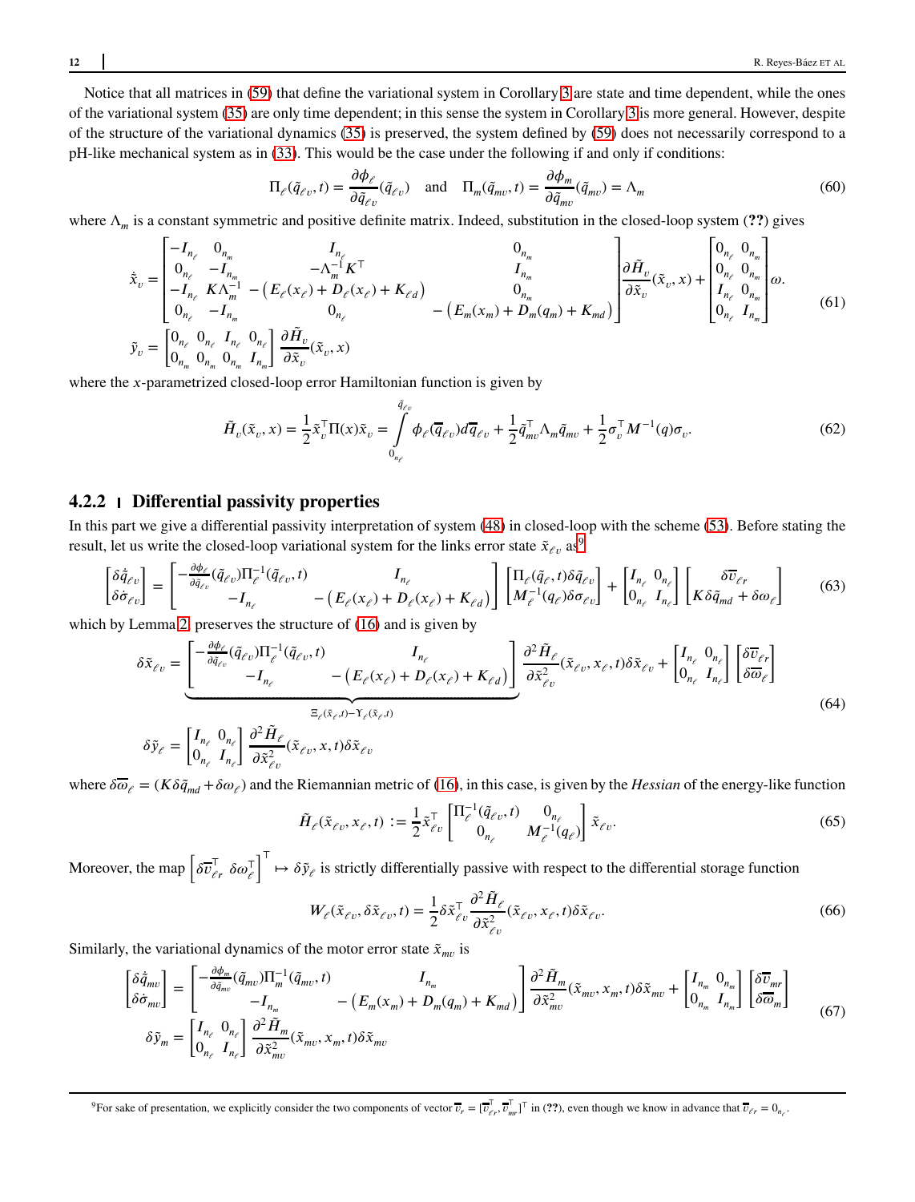Notice that all matrices in (59) that define the variational system in Corollary 3 are state and time dependent, while the ones of the variational system (35) are only time dependent; in this sense the system in Corollary 3 is more general. However, despite of the structure of the variational dynamics (35) is preserved, the system defined by (59) does not necessarily correspond to a pH-like mechanical system as in (33). This would be the case under the following if and only if conditions:

$$
\Pi_\ell(\tilde{q}_{\ell v}, t) = \frac{\partial \phi_\ell}{\partial \tilde{q}_{\ell v}}(\tilde{q}_{\ell v}) \quad \text{and} \quad \Pi_m(\tilde{q}_{mv}, t) = \frac{\partial \phi_m}{\partial \tilde{q}_{mv}}(\tilde{q}_{mv}) = \Lambda_m \tag{60}
$$

where $\Lambda_m$ is a constant symmetric and positive definite matrix. Indeed, substitution in the closed-loop system (**??**) gives

$$
\begin{aligned}
\dot{\tilde{x}}_v &= \begin{bmatrix} -I_{n_\ell} & 0_{n_m} & I_{n_\ell} & 0_{n_m} \\ 0_{n_\ell} & -I_{n_m} & -\Lambda_m^{-1}K^\top & I_{n_m} \\ -I_{n_\ell} & K\Lambda_m^{-1} & -\left(E_\ell(x_\ell) + D_\ell(x_\ell) + K_{\ell d}\right) & 0_{n_m} \\ 0_{n_\ell} & -I_{n_m} & 0_{n_\ell} & -\left(E_m(x_m) + D_m(q_m) + K_{md}\right) \end{bmatrix} \frac{\partial \tilde{H}_v}{\partial \tilde{x}_v}(\tilde{x}_v, x) + \begin{bmatrix} 0_{n_\ell} & 0_{n_m} \\ 0_{n_\ell} & 0_{n_m} \\ I_{n_\ell} & 0_{n_m} \\ 0_{n_\ell} & I_{n_m} \end{bmatrix} \omega. \\
\tilde{y}_v &= \begin{bmatrix} 0_{n_\ell} & 0_{n_\ell} & I_{n_\ell} & 0_{n_\ell} \\ 0_{n_m} & 0_{n_m} & 0_{n_m} & I_{n_m} \end{bmatrix} \frac{\partial \tilde{H}_v}{\partial \tilde{x}_v}(\tilde{x}_v, x)
\end{aligned} \tag{61}
$$

where the $x$-parametrized closed-loop error Hamiltonian function is given by

$$
\tilde{H}_v(\tilde{x}_v, x) = \frac{1}{2}\tilde{x}_v^\top \Pi(x)\tilde{x}_v = \int_{0_{n_\ell}}^{\tilde{q}_{\ell v}} \phi_\ell(\overline{q}_{\ell v}) d\overline{q}_{\ell v} + \frac{1}{2}\tilde{q}_{mv}^\top \Lambda_m \tilde{q}_{mv} + \frac{1}{2}\sigma_v^\top M^{-1}(q)\sigma_v. \tag{62}
$$

### 4.2.2 | Differential passivity properties

In this part we give a differential passivity interpretation of system (48) in closed-loop with the scheme (53). Before stating the result, let us write the closed-loop variational system for the links error state $\tilde{x}_{\ell v}$ as[9]

$$
\begin{bmatrix} \delta\dot{\tilde{q}}_{\ell v} \\ \delta\dot{\sigma}_{\ell v} \end{bmatrix} = \begin{bmatrix} -\frac{\partial \phi_\ell}{\partial \tilde{q}_{\ell v}}(\tilde{q}_{\ell v})\Pi_\ell^{-1}(\tilde{q}_{\ell v}, t) & I_{n_\ell} \\ -I_{n_\ell} & -\left(E_\ell(x_\ell) + D_\ell(x_\ell) + K_{\ell d}\right) \end{bmatrix} \begin{bmatrix} \Pi_\ell(\tilde{q}_\ell, t)\delta\tilde{q}_{\ell v} \\ M_\ell^{-1}(q_\ell)\delta\sigma_{\ell v} \end{bmatrix} + \begin{bmatrix} I_{n_\ell} & 0_{n_\ell} \\ 0_{n_\ell} & I_{n_\ell} \end{bmatrix} \begin{bmatrix} \delta\overline{v}_{\ell r} \\ K\delta\tilde{q}_{md} + \delta\omega_\ell \end{bmatrix} \tag{63}
$$

which by Lemma 2 preserves the structure of (16) and is given by

$$
\begin{aligned}
\delta\tilde{x}_{\ell v} &= \underbrace{\begin{bmatrix} -\frac{\partial \phi_\ell}{\partial \tilde{q}_{\ell v}}(\tilde{q}_{\ell v})\Pi_\ell^{-1}(\tilde{q}_{\ell v}, t) & I_{n_\ell} \\ -I_{n_\ell} & -\left(E_\ell(x_\ell) + D_\ell(x_\ell) + K_{\ell d}\right) \end{bmatrix}}_{\Xi_\ell(\tilde{x}_\ell, t) - \Upsilon_\ell(\tilde{x}_\ell, t)} \frac{\partial^2 \tilde{H}_\ell}{\partial \tilde{x}_{\ell v}^2}(\tilde{x}_{\ell v}, x_\ell, t)\delta\tilde{x}_{\ell v} + \begin{bmatrix} I_{n_\ell} & 0_{n_\ell} \\ 0_{n_\ell} & I_{n_\ell} \end{bmatrix} \begin{bmatrix} \delta\overline{v}_{\ell r} \\ \delta\overline{\omega}_\ell \end{bmatrix} \\
\delta\tilde{y}_\ell &= \begin{bmatrix} I_{n_\ell} & 0_{n_\ell} \\ 0_{n_\ell} & I_{n_\ell} \end{bmatrix} \frac{\partial^2 \tilde{H}_\ell}{\partial \tilde{x}_{\ell v}^2}(\tilde{x}_{\ell v}, x, t)\delta\tilde{x}_{\ell v}
\end{aligned} \tag{64}
$$

where $\delta\overline{\omega}_\ell = (K\delta\tilde{q}_{md} + \delta\omega_\ell)$ and the Riemannian metric of (16), in this case, is given by the *Hessian* of the energy-like function

$$
\tilde{H}_\ell(\tilde{x}_{\ell v}, x_\ell, t) := \frac{1}{2}\tilde{x}_{\ell v}^\top \begin{bmatrix} \Pi_\ell^{-1}(\tilde{q}_{\ell v}, t) & 0_{n_\ell} \\ 0_{n_\ell} & M_\ell^{-1}(q_\ell) \end{bmatrix} \tilde{x}_{\ell v}. \tag{65}
$$

Moreover, the map $\left[\delta\overline{v}_{\ell r}^\top \;\; \delta\omega_\ell^\top\right]^\top \mapsto \delta\tilde{y}_\ell$ is strictly differentially passive with respect to the differential storage function

$$
W_\ell(\tilde{x}_{\ell v}, \delta\tilde{x}_{\ell v}, t) = \frac{1}{2}\delta\tilde{x}_{\ell v}^\top \frac{\partial^2 \tilde{H}_\ell}{\partial \tilde{x}_{\ell v}^2}(\tilde{x}_{\ell v}, x_\ell, t)\delta\tilde{x}_{\ell v}. \tag{66}
$$

Similarly, the variational dynamics of the motor error state $\tilde{x}_{mv}$ is

$$
\begin{aligned}
\begin{bmatrix} \delta\dot{\tilde{q}}_{mv} \\ \delta\dot{\sigma}_{mv} \end{bmatrix} &= \begin{bmatrix} -\frac{\partial \phi_m}{\partial \tilde{q}_{mv}}(\tilde{q}_{mv})\Pi_m^{-1}(\tilde{q}_{mv}, t) & I_{n_m} \\ -I_{n_m} & -\left(E_m(x_m) + D_m(q_m) + K_{md}\right) \end{bmatrix} \frac{\partial^2 \tilde{H}_m}{\partial \tilde{x}_{mv}^2}(\tilde{x}_{mv}, x_m, t)\delta\tilde{x}_{mv} + \begin{bmatrix} I_{n_m} & 0_{n_m} \\ 0_{n_m} & I_{n_m} \end{bmatrix} \begin{bmatrix} \delta\overline{v}_{mr} \\ \delta\overline{\omega}_m \end{bmatrix} \\
\delta\tilde{y}_m &= \begin{bmatrix} I_{n_\ell} & 0_{n_\ell} \\ 0_{n_\ell} & I_{n_\ell} \end{bmatrix} \frac{\partial^2 \tilde{H}_m}{\partial \tilde{x}_{mv}^2}(\tilde{x}_{mv}, x_m, t)\delta\tilde{x}_{mv}
\end{aligned} \tag{67}
$$

[9] For sake of presentation, we explicitly consider the two components of vector $\overline{v}_r = [\overline{v}_{\ell r}^\top, \overline{v}_{mr}^\top]^\top$ in (**??**), even though we know in advance that $\overline{v}_{\ell r} = 0_{n_\ell}$.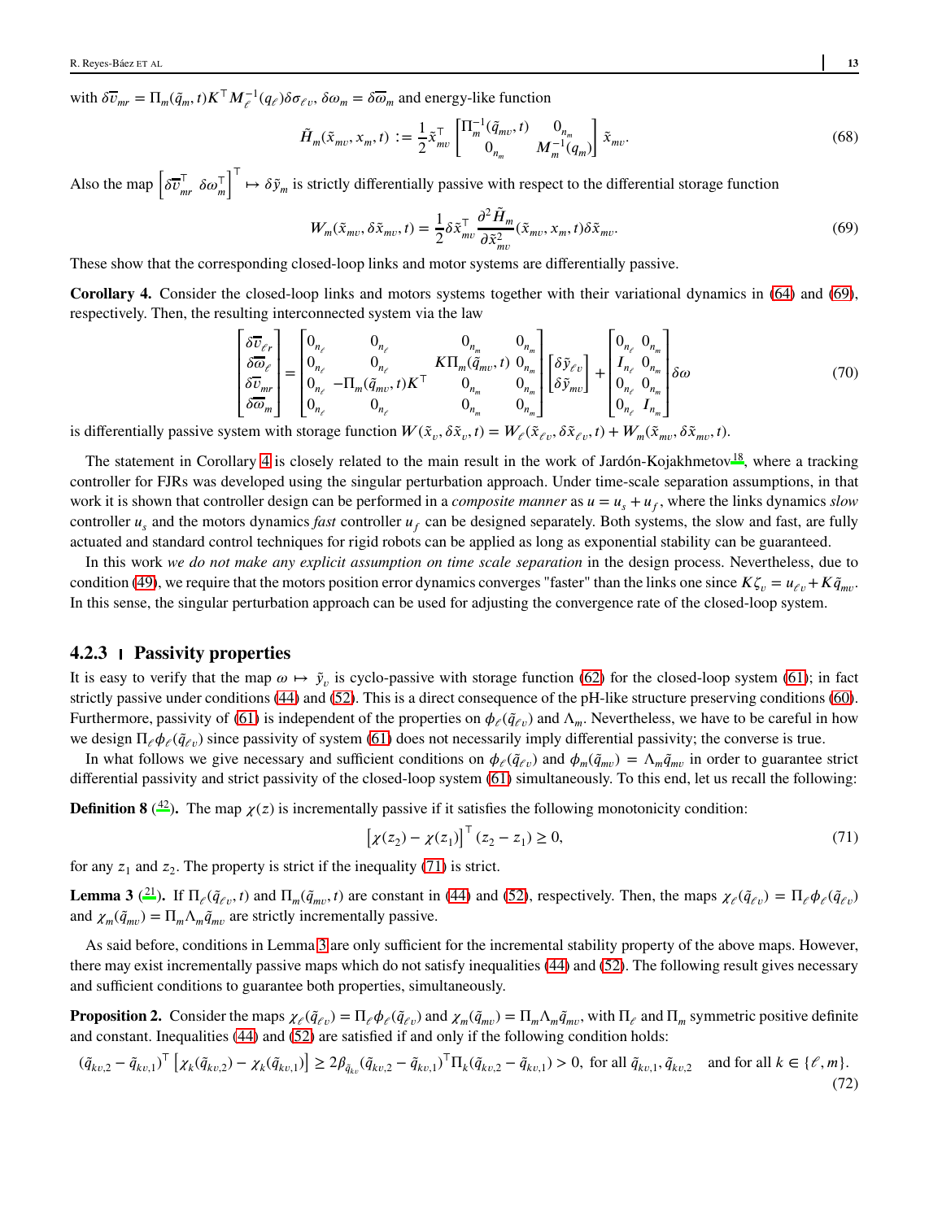with $\delta\overline{v}_{mr} = \Pi_m(\tilde{q}_m, t)K^\top M_\ell^{-1}(q_\ell)\delta\sigma_{\ell v}$, $\delta\omega_m = \delta\overline{\omega}_m$ and energy-like function

$$\tilde{H}_m(\tilde{x}_{mv}, x_m, t) := \frac{1}{2}\tilde{x}_{mv}^\top \begin{bmatrix} \Pi_m^{-1}(\tilde{q}_{mv}, t) & 0_{n_m} \\ 0_{n_m} & M_m^{-1}(q_m) \end{bmatrix} \tilde{x}_{mv}. \tag{68}$$

Also the map $\begin{bmatrix} \delta\overline{v}_{mr}^\top & \delta\omega_m^\top \end{bmatrix}^\top \mapsto \delta\tilde{y}_m$ is strictly differentially passive with respect to the differential storage function

$$W_m(\tilde{x}_{mv}, \delta\tilde{x}_{mv}, t) = \frac{1}{2}\delta\tilde{x}_{mv}^\top \frac{\partial^2 \tilde{H}_m}{\partial \tilde{x}_{mv}^2}(\tilde{x}_{mv}, x_m, t)\delta\tilde{x}_{mv}. \tag{69}$$

These show that the corresponding closed-loop links and motor systems are differentially passive.

**Corollary 4.** Consider the closed-loop links and motors systems together with their variational dynamics in (64) and (69), respectively. Then, the resulting interconnected system via the law

$$\begin{bmatrix} \delta\overline{v}_{\ell r} \\ \delta\overline{\omega}_\ell \\ \delta\overline{v}_{mr} \\ \delta\overline{\omega}_m \end{bmatrix} = \begin{bmatrix} 0_{n_\ell} & 0_{n_\ell} & 0_{n_m} & 0_{n_m} \\ 0_{n_\ell} & 0_{n_\ell} & K\Pi_m(\tilde{q}_{mv}, t) & 0_{n_m} \\ 0_{n_\ell} & -\Pi_m(\tilde{q}_{mv}, t)K^\top & 0_{n_m} & 0_{n_m} \\ 0_{n_\ell} & 0_{n_\ell} & 0_{n_m} & 0_{n_m} \end{bmatrix} \begin{bmatrix} \delta\tilde{y}_{\ell v} \\ \delta\tilde{y}_{mv} \end{bmatrix} + \begin{bmatrix} 0_{n_\ell} & 0_{n_m} \\ I_{n_\ell} & 0_{n_m} \\ 0_{n_\ell} & 0_{n_m} \\ 0_{n_\ell} & I_{n_m} \end{bmatrix} \delta\omega \tag{70}$$

is differentially passive system with storage function $W(\tilde{x}_v, \delta\tilde{x}_v, t) = W_\ell(\tilde{x}_{\ell v}, \delta\tilde{x}_{\ell v}, t) + W_m(\tilde{x}_{mv}, \delta\tilde{x}_{mv}, t)$.

The statement in Corollary 4 is closely related to the main result in the work of Jardón-Kojakhmetov[18], where a tracking controller for FJRs was developed using the singular perturbation approach. Under time-scale separation assumptions, in that work it is shown that controller design can be performed in a *composite manner* as $u = u_s + u_f$, where the links dynamics *slow* controller $u_s$ and the motors dynamics *fast* controller $u_f$ can be designed separately. Both systems, the slow and fast, are fully actuated and standard control techniques for rigid robots can be applied as long as exponential stability can be guaranteed.

In this work *we do not make any explicit assumption on time scale separation* in the design process. Nevertheless, due to condition (49), we require that the motors position error dynamics converges "faster" than the links one since $K\zeta_v = u_{\ell v} + K\tilde{q}_{mv}$. In this sense, the singular perturbation approach can be used for adjusting the convergence rate of the closed-loop system.

### 4.2.3 | Passivity properties

It is easy to verify that the map $\omega \mapsto \tilde{y}_v$ is cyclo-passive with storage function (62) for the closed-loop system (61); in fact strictly passive under conditions (44) and (52). This is a direct consequence of the pH-like structure preserving conditions (60). Furthermore, passivity of (61) is independent of the properties on $\phi_\ell(\tilde{q}_{\ell v})$ and $\Lambda_m$. Nevertheless, we have to be careful in how we design $\Pi_\ell\phi_\ell(\tilde{q}_{\ell v})$ since passivity of system (61) does not necessarily imply differential passivity; the converse is true.

In what follows we give necessary and sufficient conditions on $\phi_\ell(\tilde{q}_{\ell v})$ and $\phi_m(\tilde{q}_{mv}) = \Lambda_m\tilde{q}_{mv}$ in order to guarantee strict differential passivity and strict passivity of the closed-loop system (61) simultaneously. To this end, let us recall the following:

**Definition 8** ([42]). The map $\chi(z)$ is incrementally passive if it satisfies the following monotonicity condition:

$$\left[\chi(z_2) - \chi(z_1)\right]^\top (z_2 - z_1) \geq 0, \tag{71}$$

for any $z_1$ and $z_2$. The property is strict if the inequality (71) is strict.

**Lemma 3** ([21]). If $\Pi_\ell(\tilde{q}_{\ell v}, t)$ and $\Pi_m(\tilde{q}_{mv}, t)$ are constant in (44) and (52), respectively. Then, the maps $\chi_\ell(\tilde{q}_{\ell v}) = \Pi_\ell\phi_\ell(\tilde{q}_{\ell v})$ and $\chi_m(\tilde{q}_{mv}) = \Pi_m\Lambda_m\tilde{q}_{mv}$ are strictly incrementally passive.

As said before, conditions in Lemma 3 are only sufficient for the incremental stability property of the above maps. However, there may exist incrementally passive maps which do not satisfy inequalities (44) and (52). The following result gives necessary and sufficient conditions to guarantee both properties, simultaneously.

**Proposition 2.** Consider the maps $\chi_\ell(\tilde{q}_{\ell v}) = \Pi_\ell\phi_\ell(\tilde{q}_{\ell v})$ and $\chi_m(\tilde{q}_{mv}) = \Pi_m\Lambda_m\tilde{q}_{mv}$, with $\Pi_\ell$ and $\Pi_m$ symmetric positive definite and constant. Inequalities (44) and (52) are satisfied if and only if the following condition holds:

$$(\tilde{q}_{kv,2} - \tilde{q}_{kv,1})^\top \left[\chi_k(\tilde{q}_{kv,2}) - \chi_k(\tilde{q}_{kv,1})\right] \geq 2\beta_{\tilde{q}_{kv}}(\tilde{q}_{kv,2} - \tilde{q}_{kv,1})^\top \Pi_k(\tilde{q}_{kv,2} - \tilde{q}_{kv,1}) > 0, \text{ for all } \tilde{q}_{kv,1}, \tilde{q}_{kv,2} \quad \text{and for all } k \in \{\ell, m\}. \tag{72}$$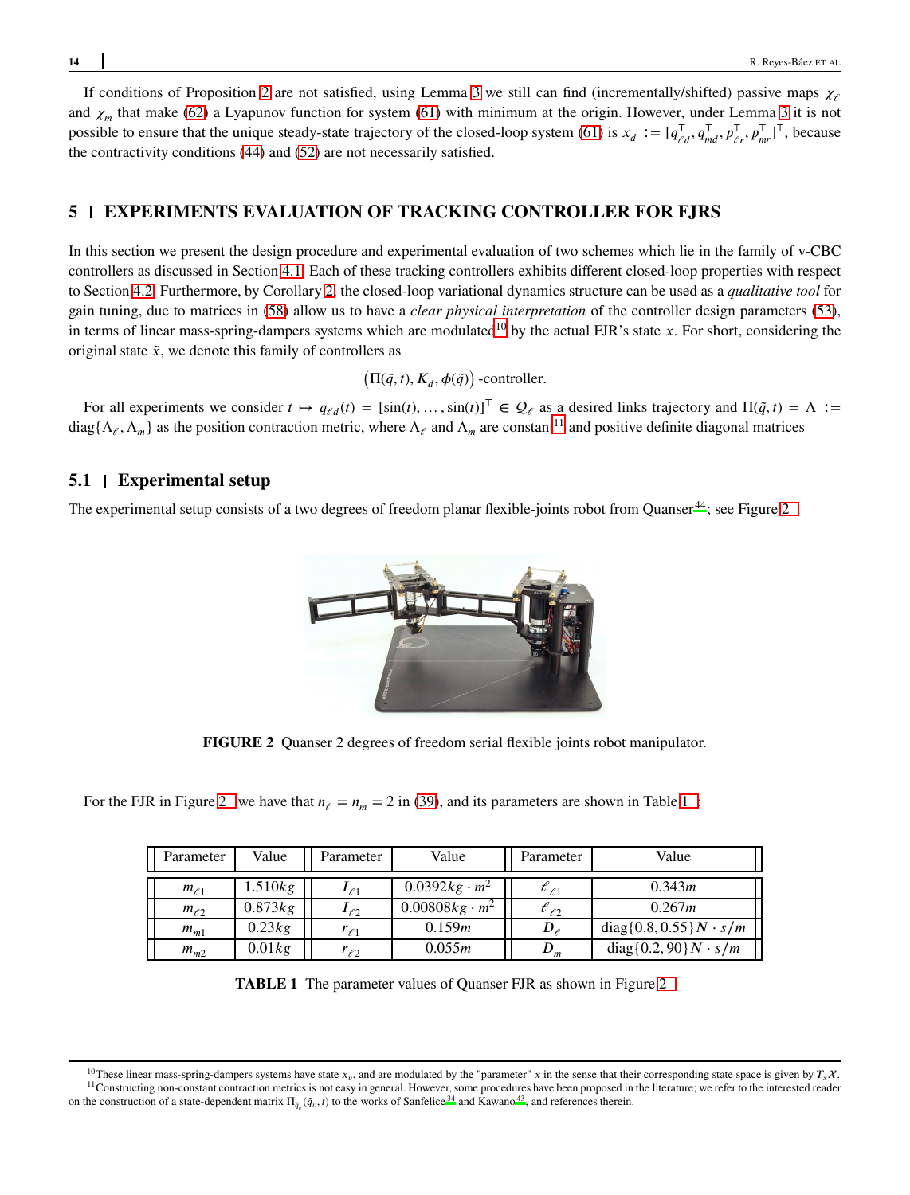If conditions of Proposition 2 are not satisfied, using Lemma 3 we still can find (incrementally/shifted) passive maps $\chi_\ell$ and $\chi_m$ that make (62) a Lyapunov function for system (61) with minimum at the origin. However, under Lemma 3 it is not possible to ensure that the unique steady-state trajectory of the closed-loop system (61) is $x_d := [q_{\ell d}^\top, q_{md}^\top, p_{\ell r}^\top, p_{mr}^\top]^\top$, because the contractivity conditions (44) and (52) are not necessarily satisfied.

## 5 | EXPERIMENTS EVALUATION OF TRACKING CONTROLLER FOR FJRS

In this section we present the design procedure and experimental evaluation of two schemes which lie in the family of v-CBC controllers as discussed in Section 4.1. Each of these tracking controllers exhibits different closed-loop properties with respect to Section 4.2. Furthermore, by Corollary 2, the closed-loop variational dynamics structure can be used as a *qualitative tool* for gain tuning, due to matrices in (58) allow us to have a *clear physical interpretation* of the controller design parameters (53), in terms of linear mass-spring-dampers systems which are modulated[10] by the actual FJR's state $x$. For short, considering the original state $\tilde{x}$, we denote this family of controllers as

$$\left(\Pi(\tilde{q}, t), K_d, \phi(\tilde{q})\right) \text{-controller.}$$

For all experiments we consider $t \mapsto q_{\ell d}(t) = [\sin(t), \ldots, \sin(t)]^\top \in \mathcal{Q}_\ell$ as a desired links trajectory and $\Pi(\tilde{q}, t) = \Lambda := \text{diag}\{\Lambda_\ell, \Lambda_m\}$ as the position contraction metric, where $\Lambda_\ell$ and $\Lambda_m$ are constant[11] and positive definite diagonal matrices

### 5.1 | Experimental setup

The experimental setup consists of a two degrees of freedom planar flexible-joints robot from Quanser[44]; see Figure 2.

**FIGURE 2** Quanser 2 degrees of freedom serial flexible joints robot manipulator.

For the FJR in Figure 2 we have that $n_\ell = n_m = 2$ in (39), and its parameters are shown in Table 1 :

| Parameter | Value | Parameter | Value | Parameter | Value |
|---|---|---|---|---|---|
| $m_{\ell 1}$ | $1.510kg$ | $I_{\ell 1}$ | $0.0392kg \cdot m^2$ | $\ell_{\ell 1}$ | $0.343m$ |
| $m_{\ell 2}$ | $0.873kg$ | $I_{\ell 2}$ | $0.00808kg \cdot m^2$ | $\ell_{\ell 2}$ | $0.267m$ |
| $m_{m1}$ | $0.23kg$ | $r_{\ell 1}$ | $0.159m$ | $D_\ell$ | $\text{diag}\{0.8, 0.55\} N \cdot s/m$ |
| $m_{m2}$ | $0.01kg$ | $r_{\ell 2}$ | $0.055m$ | $D_m$ | $\text{diag}\{0.2, 90\} N \cdot s/m$ |

**TABLE 1** The parameter values of Quanser FJR as shown in Figure 2

[10] These linear mass-spring-dampers systems have state $x_v$, and are modulated by the "parameter" $x$ in the sense that their corresponding state space is given by $T_x\mathcal{X}$.

[11] Constructing non-constant contraction metrics is not easy in general. However, some procedures have been proposed in the literature; we refer to the interested reader on the construction of a state-dependent matrix $\Pi_{\tilde{q}_v}(\tilde{q}_v, t)$ to the works of Sanfelice[34] and Kawano[43], and references therein.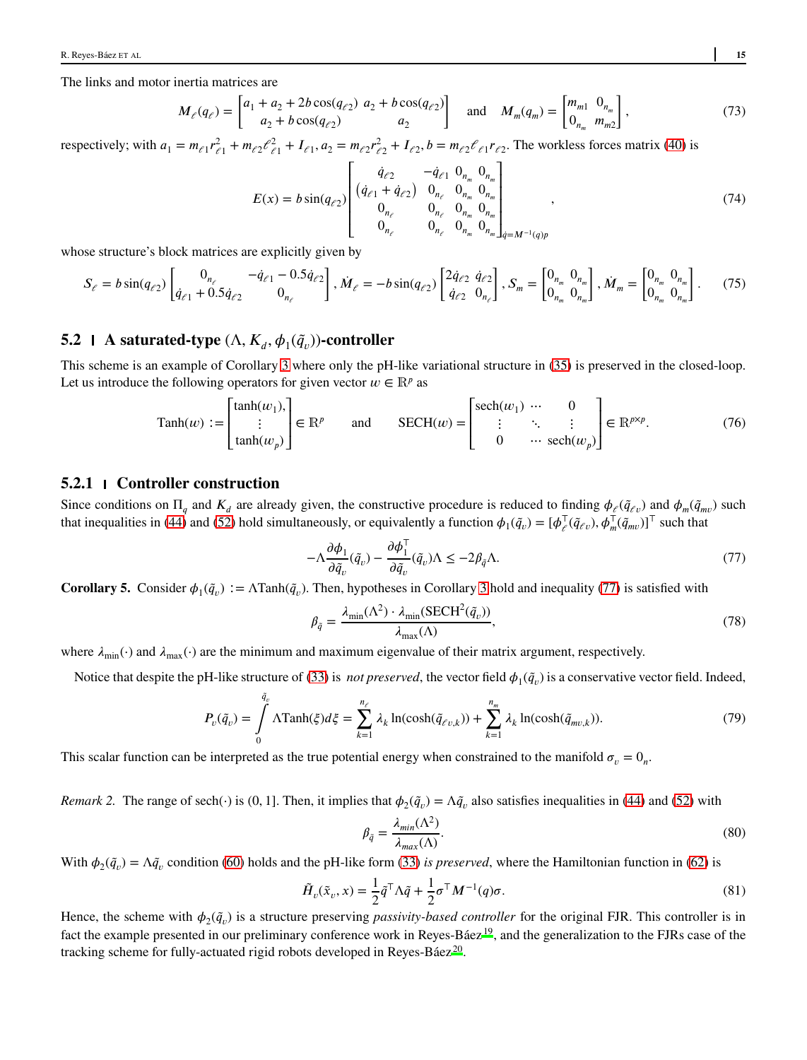The links and motor inertia matrices are

$$M_\ell(q_\ell) = \begin{bmatrix} a_1 + a_2 + 2b\cos(q_{\ell 2}) & a_2 + b\cos(q_{\ell 2}) \\ a_2 + b\cos(q_{\ell 2}) & a_2 \end{bmatrix} \quad \text{and} \quad M_m(q_m) = \begin{bmatrix} m_{m1} & 0_{n_m} \\ 0_{n_m} & m_{m2} \end{bmatrix}, \tag{73}$$

respectively; with $a_1 = m_{\ell 1} r_{\ell 1}^2 + m_{\ell 2}\ell_{\ell 1}^2 + I_{\ell 1}, a_2 = m_{\ell 2} r_{\ell 2}^2 + I_{\ell 2}, b = m_{\ell 2}\ell_{\ell 1} r_{\ell 2}$. The workless forces matrix (40) is

$$E(x) = b\sin(q_{\ell 2}) \begin{bmatrix} \dot{q}_{\ell 2} & -\dot{q}_{\ell 1} & 0_{n_m} & 0_{n_m} \\ (\dot{q}_{\ell 1} + \dot{q}_{\ell 2}) & 0_{n_\ell} & 0_{n_m} & 0_{n_m} \\ 0_{n_\ell} & 0_{n_\ell} & 0_{n_m} & 0_{n_m} \\ 0_{n_\ell} & 0_{n_\ell} & 0_{n_m} & 0_{n_m} \end{bmatrix}_{\dot{q} = M^{-1}(q)p}, \tag{74}$$

whose structure's block matrices are explicitly given by

$$S_\ell = b\sin(q_{\ell 2}) \begin{bmatrix} 0_{n_\ell} & -\dot{q}_{\ell 1} - 0.5\dot{q}_{\ell 2} \\ \dot{q}_{\ell 1} + 0.5\dot{q}_{\ell 2} & 0_{n_\ell} \end{bmatrix}, \dot{M}_\ell = -b\sin(q_{\ell 2}) \begin{bmatrix} 2\dot{q}_{\ell 2} & \dot{q}_{\ell 2} \\ \dot{q}_{\ell 2} & 0_{n_\ell} \end{bmatrix}, S_m = \begin{bmatrix} 0_{n_m} & 0_{n_m} \\ 0_{n_m} & 0_{n_m} \end{bmatrix}, \dot{M}_m = \begin{bmatrix} 0_{n_m} & 0_{n_m} \\ 0_{n_m} & 0_{n_m} \end{bmatrix}. \tag{75}$$

## 5.2 A saturated-type $(\Lambda, K_d, \phi_1(\tilde{q}_v))$-controller

This scheme is an example of Corollary 3 where only the pH-like variational structure in (35) is preserved in the closed-loop. Let us introduce the following operators for given vector $w \in \mathbb{R}^p$ as

$$\mathrm{Tanh}(w) := \begin{bmatrix} \tanh(w_1), \\ \vdots \\ \tanh(w_p) \end{bmatrix} \in \mathbb{R}^p \quad \text{and} \quad \mathrm{SECH}(w) = \begin{bmatrix} \mathrm{sech}(w_1) & \cdots & 0 \\ \vdots & \ddots & \vdots \\ 0 & \cdots & \mathrm{sech}(w_p) \end{bmatrix} \in \mathbb{R}^{p \times p}. \tag{76}$$

### 5.2.1 Controller construction

Since conditions on $\Pi_q$ and $K_d$ are already given, the constructive procedure is reduced to finding $\phi_\ell(\tilde{q}_{\ell v})$ and $\phi_m(\tilde{q}_{mv})$ such that inequalities in (44) and (52) hold simultaneously, or equivalently a function $\phi_1(\tilde{q}_v) = [\phi_\ell^\top(\tilde{q}_{\ell v}), \phi_m^\top(\tilde{q}_{mv})]^\top$ such that

$$-\Lambda \frac{\partial \phi_1}{\partial \tilde{q}_v}(\tilde{q}_v) - \frac{\partial \phi_1^\top}{\partial \tilde{q}_v}(\tilde{q}_v)\Lambda \leq -2\beta_{\tilde{q}}\Lambda. \tag{77}$$

**Corollary 5.** Consider $\phi_1(\tilde{q}_v) := \Lambda \mathrm{Tanh}(\tilde{q}_v)$. Then, hypotheses in Corollary 3 hold and inequality (77) is satisfied with

$$\beta_{\tilde{q}} = \frac{\lambda_{\min}(\Lambda^2) \cdot \lambda_{\min}(\mathrm{SECH}^2(\tilde{q}_v))}{\lambda_{\max}(\Lambda)}, \tag{78}$$

where $\lambda_{\min}(\cdot)$ and $\lambda_{\max}(\cdot)$ are the minimum and maximum eigenvalue of their matrix argument, respectively.

Notice that despite the pH-like structure of (33) is *not preserved*, the vector field $\phi_1(\tilde{q}_v)$ is a conservative vector field. Indeed,

$$P_v(\tilde{q}_v) = \int_0^{\tilde{q}_v} \Lambda \mathrm{Tanh}(\xi) d\xi = \sum_{k=1}^{n_\ell} \lambda_k \ln(\cosh(\tilde{q}_{\ell v,k})) + \sum_{k=1}^{n_m} \lambda_k \ln(\cosh(\tilde{q}_{mv,k})). \tag{79}$$

This scalar function can be interpreted as the true potential energy when constrained to the manifold $\sigma_v = 0_n$.

*Remark 2.* The range of $\mathrm{sech}(\cdot)$ is $(0, 1]$. Then, it implies that $\phi_2(\tilde{q}_v) = \Lambda \tilde{q}_v$ also satisfies inequalities in (44) and (52) with

$$\beta_{\tilde{q}} = \frac{\lambda_{min}(\Lambda^2)}{\lambda_{max}(\Lambda)}. \tag{80}$$

With $\phi_2(\tilde{q}_v) = \Lambda \tilde{q}_v$ condition (60) holds and the pH-like form (33) *is preserved*, where the Hamiltonian function in (62) is

$$\tilde{H}_v(\tilde{x}_v, x) = \frac{1}{2}\tilde{q}^\top \Lambda \tilde{q} + \frac{1}{2}\sigma^\top M^{-1}(q)\sigma. \tag{81}$$

Hence, the scheme with $\phi_2(\tilde{q}_v)$ is a structure preserving *passivity-based controller* for the original FJR. This controller is in fact the example presented in our preliminary conference work in Reyes-Báez[19], and the generalization to the FJRs case of the tracking scheme for fully-actuated rigid robots developed in Reyes-Báez[20].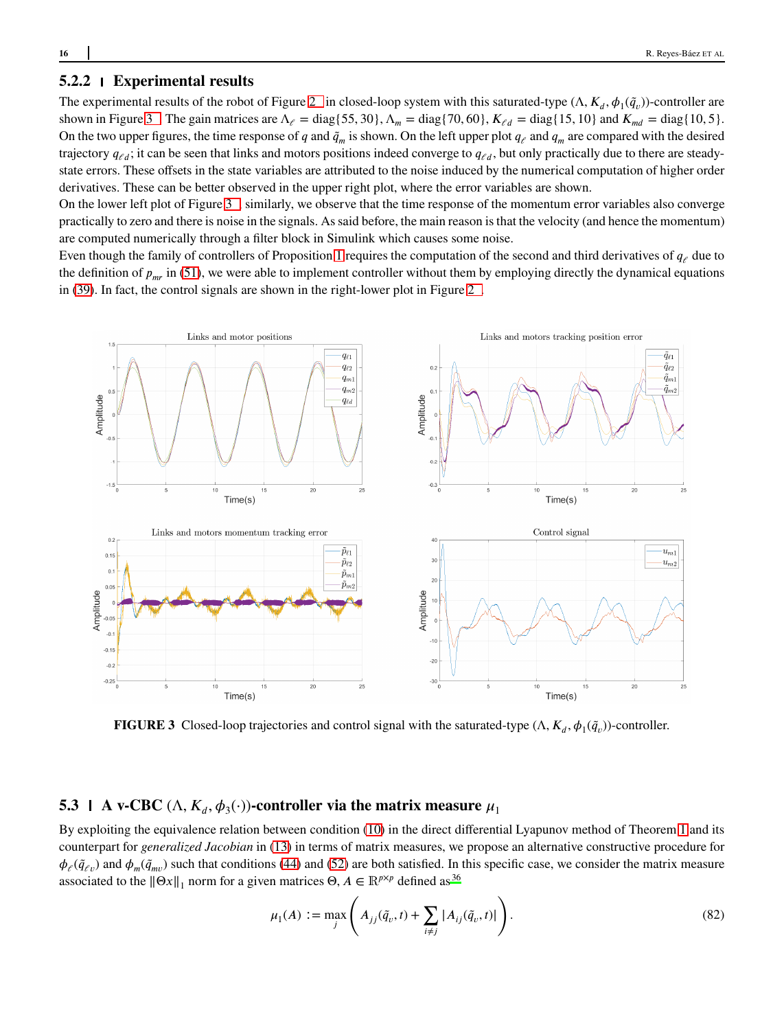### 5.2.2 | Experimental results

The experimental results of the robot of Figure 2 in closed-loop system with this saturated-type $(\Lambda, K_d, \phi_1(\tilde{q}_v))$-controller are shown in Figure 3. The gain matrices are $\Lambda_\ell = \text{diag}\{55, 30\}$, $\Lambda_m = \text{diag}\{70, 60\}$, $K_{\ell d} = \text{diag}\{15, 10\}$ and $K_{md} = \text{diag}\{10, 5\}$. On the two upper figures, the time response of $q$ and $\tilde{q}_m$ is shown. On the left upper plot $q_\ell$ and $q_m$ are compared with the desired trajectory $q_{\ell d}$; it can be seen that links and motors positions indeed converge to $q_{\ell d}$, but only practically due to there are steady-state errors. These offsets in the state variables are attributed to the noise induced by the numerical computation of higher order derivatives. These can be better observed in the upper right plot, where the error variables are shown.

On the lower left plot of Figure 3, similarly, we observe that the time response of the momentum error variables also converge practically to zero and there is noise in the signals. As said before, the main reason is that the velocity (and hence the momentum) are computed numerically through a filter block in Simulink which causes some noise.

Even though the family of controllers of Proposition 1 requires the computation of the second and third derivatives of $q_\ell$ due to the definition of $p_{mr}$ in (51), we were able to implement controller without them by employing directly the dynamical equations in (39). In fact, the control signals are shown in the right-lower plot in Figure 2.

**FIGURE 3** Closed-loop trajectories and control signal with the saturated-type $(\Lambda, K_d, \phi_1(\tilde{q}_v))$-controller.

## 5.3 | A v-CBC $(\Lambda, K_d, \phi_3(\cdot))$-controller via the matrix measure $\mu_1$

By exploiting the equivalence relation between condition (10) in the direct differential Lyapunov method of Theorem 1 and its counterpart for *generalized Jacobian* in (13) in terms of matrix measures, we propose an alternative constructive procedure for $\phi_\ell(\tilde{q}_{\ell v})$ and $\phi_m(\tilde{q}_{mv})$ such that conditions (44) and (52) are both satisfied. In this specific case, we consider the matrix measure associated to the $\|\Theta x\|_1$ norm for a given matrices $\Theta, A \in \mathbb{R}^{p\times p}$ defined as[36]

$$\mu_1(A) := \max_j \left( A_{jj}(\tilde{q}_v, t) + \sum_{i\neq j} |A_{ij}(\tilde{q}_v, t)| \right). \tag{82}$$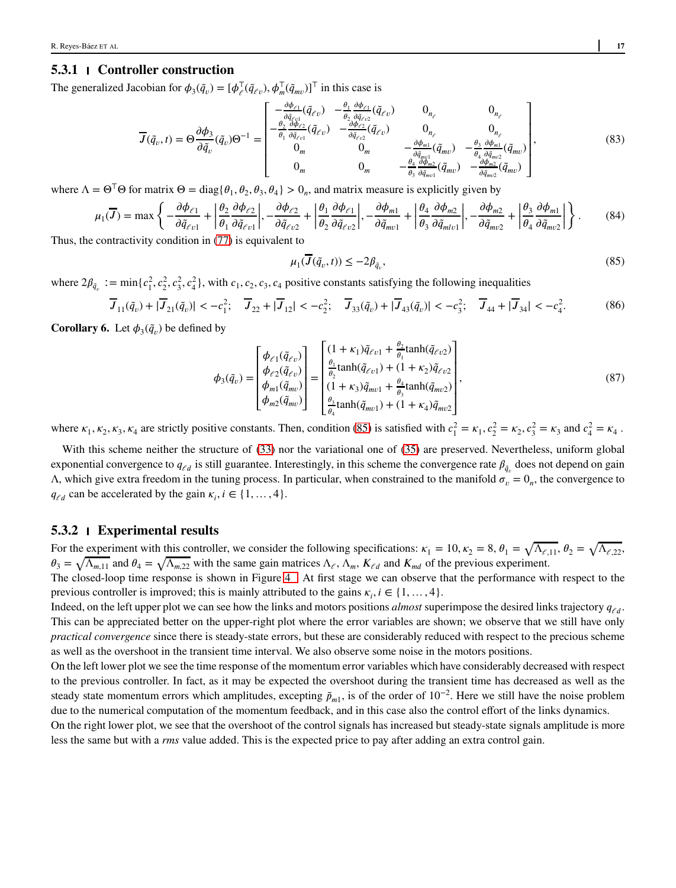### 5.3.1 | Controller construction

The generalized Jacobian for $\phi_3(\tilde{q}_v) = [\phi_\ell^\top(\tilde{q}_{\ell v}), \phi_m^\top(\tilde{q}_{mv})]^\top$ in this case is

$$
\overline{J}(\tilde{q}_v, t) = \Theta \frac{\partial \phi_3}{\partial \tilde{q}_v}(\tilde{q}_v)\Theta^{-1} = \begin{bmatrix} -\frac{\partial \phi_{\ell 1}}{\partial \tilde{q}_{\ell v1}}(\tilde{q}_{\ell v}) & -\frac{\theta_1}{\theta_2}\frac{\partial \phi_{\ell 1}}{\partial \tilde{q}_{\ell v2}}(\tilde{q}_{\ell v}) & 0_{n_\ell} & 0_{n_\ell} \\ -\frac{\theta_2}{\theta_1}\frac{\partial \phi_{\ell 2}}{\partial \tilde{q}_{\ell v1}}(\tilde{q}_{\ell v}) & -\frac{\partial \phi_{\ell 2}}{\partial \tilde{q}_{\ell v2}}(\tilde{q}_{\ell v}) & 0_{n_\ell} & 0_{n_\ell} \\ 0_m & 0_m & -\frac{\partial \phi_{m1}}{\partial \tilde{q}_{mv1}}(\tilde{q}_{mv}) & -\frac{\theta_3}{\theta_4}\frac{\partial \phi_{m1}}{\partial \tilde{q}_{mv2}}(\tilde{q}_{mv}) \\ 0_m & 0_m & -\frac{\theta_4}{\theta_3}\frac{\partial \phi_{m2}}{\partial \tilde{q}_{mv1}}(\tilde{q}_{mv}) & -\frac{\partial \phi_{m2}}{\partial \tilde{q}_{mv2}}(\tilde{q}_{mv}) \end{bmatrix}, \tag{83}
$$

where $\Lambda = \Theta^\top \Theta$ for matrix $\Theta = \text{diag}\{\theta_1, \theta_2, \theta_3, \theta_4\} > 0_n$, and matrix measure is explicitly given by

$$
\mu_1(\overline{J}) = \max\left\{ -\frac{\partial \phi_{\ell 1}}{\partial \tilde{q}_{\ell v1}} + \left|\frac{\theta_2}{\theta_1}\frac{\partial \phi_{\ell 2}}{\partial \tilde{q}_{\ell v1}}\right|, -\frac{\partial \phi_{\ell 2}}{\partial \tilde{q}_{\ell v2}} + \left|\frac{\theta_1}{\theta_2}\frac{\partial \phi_{\ell 1}}{\partial \tilde{q}_{\ell v2}}\right|, -\frac{\partial \phi_{m1}}{\partial \tilde{q}_{mv1}} + \left|\frac{\theta_4}{\theta_3}\frac{\partial \phi_{m2}}{\partial \tilde{q}_{mlv1}}\right|, -\frac{\partial \phi_{m2}}{\partial \tilde{q}_{mv2}} + \left|\frac{\theta_3}{\theta_4}\frac{\partial \phi_{m1}}{\partial \tilde{q}_{mv2}}\right| \right\}. \tag{84}
$$

Thus, the contractivity condition in (77) is equivalent to

$$
\mu_1(\overline{J}(\tilde{q}_v, t)) \leq -2\beta_{\tilde{q}_v}, \tag{85}
$$

where $2\beta_{\tilde{q}_v} := \min\{c_1^2, c_2^2, c_3^2, c_4^2\}$, with $c_1, c_2, c_3, c_4$ positive constants satisfying the following inequalities

$$
\overline{J}_{11}(\tilde{q}_v) + |\overline{J}_{21}(\tilde{q}_v)| < -c_1^2; \quad \overline{J}_{22} + |\overline{J}_{12}| < -c_2^2; \quad \overline{J}_{33}(\tilde{q}_v) + |\overline{J}_{43}(\tilde{q}_v)| < -c_3^2; \quad \overline{J}_{44} + |\overline{J}_{34}| < -c_4^2. \tag{86}
$$

**Corollary 6.** Let $\phi_3(\tilde{q}_v)$ be defined by

$$
\phi_3(\tilde{q}_v) = \begin{bmatrix} \phi_{\ell 1}(\tilde{q}_{\ell v}) \\ \phi_{\ell 2}(\tilde{q}_{\ell v}) \\ \phi_{m1}(\tilde{q}_{mv}) \\ \phi_{m2}(\tilde{q}_{mv}) \end{bmatrix} = \begin{bmatrix} (1+\kappa_1)\tilde{q}_{\ell v1} + \frac{\theta_2}{\theta_1}\tanh(\tilde{q}_{\ell v2}) \\ \frac{\theta_1}{\theta_2}\tanh(\tilde{q}_{\ell v1}) + (1+\kappa_2)\tilde{q}_{\ell v2} \\ (1+\kappa_3)\tilde{q}_{mv1} + \frac{\theta_4}{\theta_3}\tanh(\tilde{q}_{mv2}) \\ \frac{\theta_3}{\theta_4}\tanh(\tilde{q}_{mv1}) + (1+\kappa_4)\tilde{q}_{mv2} \end{bmatrix}, \tag{87}
$$

where $\kappa_1, \kappa_2, \kappa_3, \kappa_4$ are strictly positive constants. Then, condition (85) is satisfied with $c_1^2 = \kappa_1, c_2^2 = \kappa_2, c_3^2 = \kappa_3$ and $c_4^2 = \kappa_4$ .

With this scheme neither the structure of (33) nor the variational one of (35) are preserved. Nevertheless, uniform global exponential convergence to $q_{\ell d}$ is still guarantee. Interestingly, in this scheme the convergence rate $\beta_{\tilde{q}_v}$ does not depend on gain $\Lambda$, which give extra freedom in the tuning process. In particular, when constrained to the manifold $\sigma_v = 0_n$, the convergence to $q_{\ell d}$ can be accelerated by the gain $\kappa_i, i \in \{1, \ldots, 4\}$.

### 5.3.2 | Experimental results

For the experiment with this controller, we consider the following specifications: $\kappa_1 = 10, \kappa_2 = 8, \theta_1 = \sqrt{\Lambda_{\ell,11}}, \theta_2 = \sqrt{\Lambda_{\ell,22}}$, $\theta_3 = \sqrt{\Lambda_{m,11}}$ and $\theta_4 = \sqrt{\Lambda_{m,22}}$ with the same gain matrices $\Lambda_\ell$, $\Lambda_m$, $K_{\ell d}$ and $K_{md}$ of the previous experiment.
The closed-loop time response is shown in Figure 4 . At first stage we can observe that the performance with respect to the previous controller is improved; this is mainly attributed to the gains $\kappa_i, i \in \{1, \ldots, 4\}$.
Indeed, on the left upper plot we can see how the links and motors positions *almost* superimpose the desired links trajectory $q_{\ell d}$. This can be appreciated better on the upper-right plot where the error variables are shown; we observe that we still have only *practical convergence* since there is steady-state errors, but these are considerably reduced with respect to the precious scheme as well as the overshoot in the transient time interval. We also observe some noise in the motors positions.
On the left lower plot we see the time response of the momentum error variables which have considerably decreased with respect to the previous controller. In fact, as it may be expected the overshoot during the transient time has decreased as well as the steady state momentum errors which amplitudes, excepting $\tilde{p}_{m1}$, is of the order of $10^{-2}$. Here we still have the noise problem due to the numerical computation of the momentum feedback, and in this case also the control effort of the links dynamics.
On the right lower plot, we see that the overshoot of the control signals has increased but steady-state signals amplitude is more less the same but with a *rms* value added. This is the expected price to pay after adding an extra control gain.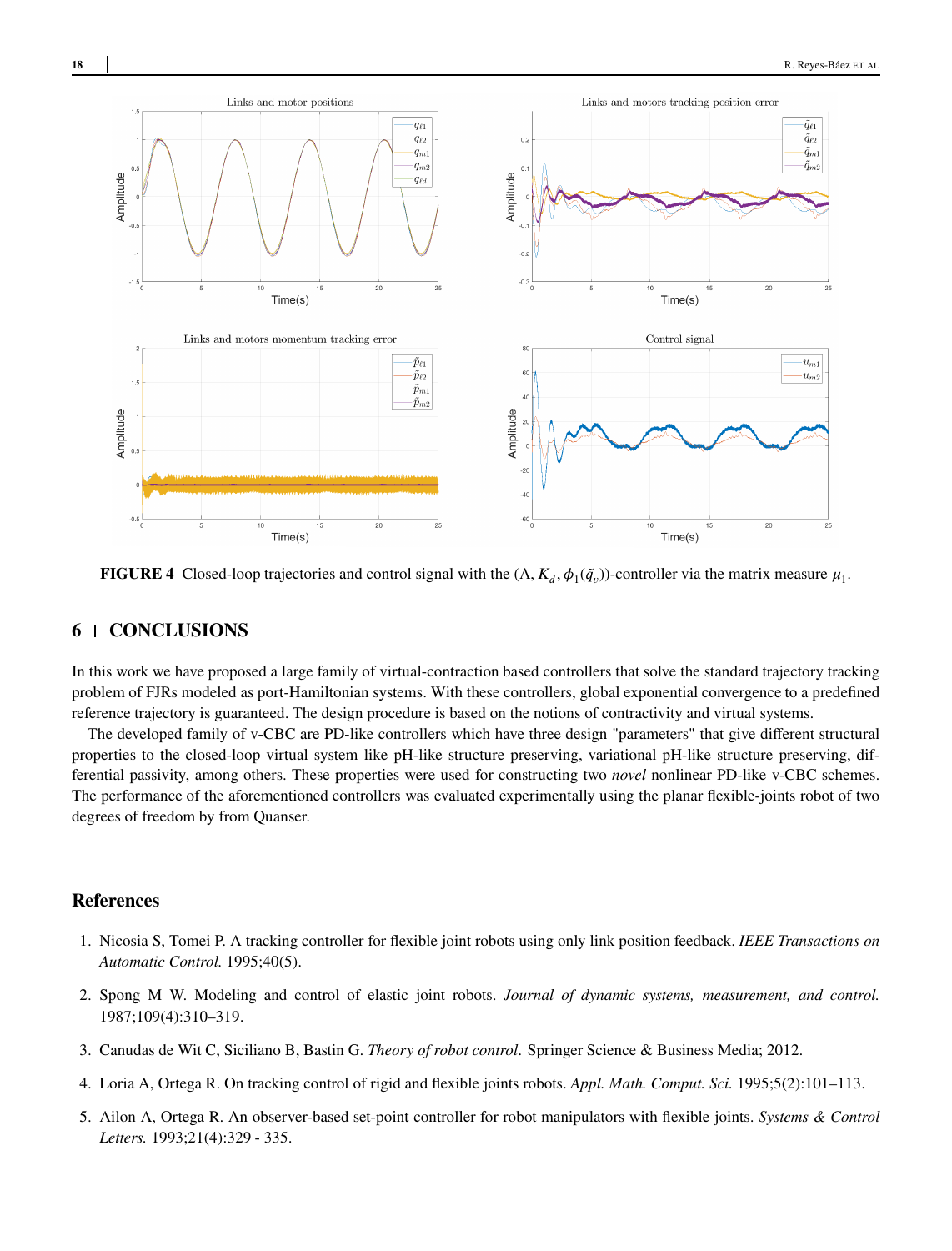**FIGURE 4** Closed-loop trajectories and control signal with the $(\Lambda, K_d, \phi_1(\tilde{q}_v))$-controller via the matrix measure $\mu_1$.

## 6 | CONCLUSIONS

In this work we have proposed a large family of virtual-contraction based controllers that solve the standard trajectory tracking problem of FJRs modeled as port-Hamiltonian systems. With these controllers, global exponential convergence to a predefined reference trajectory is guaranteed. The design procedure is based on the notions of contractivity and virtual systems.

The developed family of v-CBC are PD-like controllers which have three design "parameters" that give different structural properties to the closed-loop virtual system like pH-like structure preserving, variational pH-like structure preserving, differential passivity, among others. These properties were used for constructing two *novel* nonlinear PD-like v-CBC schemes. The performance of the aforementioned controllers was evaluated experimentally using the planar flexible-joints robot of two degrees of freedom by from Quanser.

## References

1. Nicosia S, Tomei P. A tracking controller for flexible joint robots using only link position feedback. *IEEE Transactions on Automatic Control.* 1995;40(5).
2. Spong M W. Modeling and control of elastic joint robots. *Journal of dynamic systems, measurement, and control.* 1987;109(4):310–319.
3. Canudas de Wit C, Siciliano B, Bastin G. *Theory of robot control.* Springer Science & Business Media; 2012.
4. Loria A, Ortega R. On tracking control of rigid and flexible joints robots. *Appl. Math. Comput. Sci.* 1995;5(2):101–113.
5. Ailon A, Ortega R. An observer-based set-point controller for robot manipulators with flexible joints. *Systems & Control Letters.* 1993;21(4):329 - 335.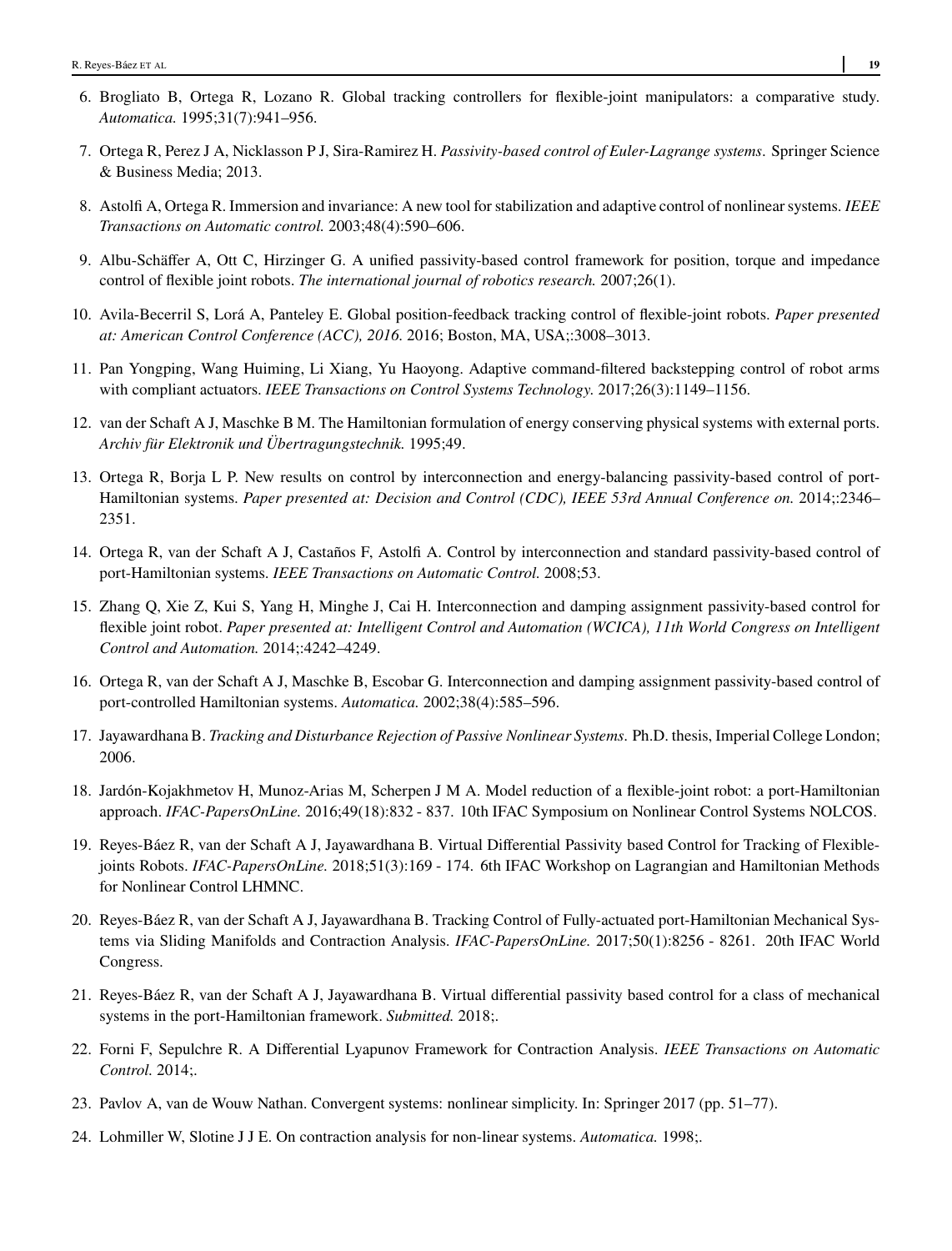6. Brogliato B, Ortega R, Lozano R. Global tracking controllers for flexible-joint manipulators: a comparative study. *Automatica.* 1995;31(7):941–956.

7. Ortega R, Perez J A, Nicklasson P J, Sira-Ramirez H. *Passivity-based control of Euler-Lagrange systems*. Springer Science & Business Media; 2013.

8. Astolfi A, Ortega R. Immersion and invariance: A new tool for stabilization and adaptive control of nonlinear systems. *IEEE Transactions on Automatic control.* 2003;48(4):590–606.

9. Albu-Schäffer A, Ott C, Hirzinger G. A unified passivity-based control framework for position, torque and impedance control of flexible joint robots. *The international journal of robotics research.* 2007;26(1).

10. Avila-Becerril S, Lorá A, Panteley E. Global position-feedback tracking control of flexible-joint robots. *Paper presented at: American Control Conference (ACC), 2016.* 2016; Boston, MA, USA;:3008–3013.

11. Pan Yongping, Wang Huiming, Li Xiang, Yu Haoyong. Adaptive command-filtered backstepping control of robot arms with compliant actuators. *IEEE Transactions on Control Systems Technology.* 2017;26(3):1149–1156.

12. van der Schaft A J, Maschke B M. The Hamiltonian formulation of energy conserving physical systems with external ports. *Archiv für Elektronik und Übertragungstechnik.* 1995;49.

13. Ortega R, Borja L P. New results on control by interconnection and energy-balancing passivity-based control of port-Hamiltonian systems. *Paper presented at: Decision and Control (CDC), IEEE 53rd Annual Conference on.* 2014;:2346–2351.

14. Ortega R, van der Schaft A J, Castaños F, Astolfi A. Control by interconnection and standard passivity-based control of port-Hamiltonian systems. *IEEE Transactions on Automatic Control.* 2008;53.

15. Zhang Q, Xie Z, Kui S, Yang H, Minghe J, Cai H. Interconnection and damping assignment passivity-based control for flexible joint robot. *Paper presented at: Intelligent Control and Automation (WCICA), 11th World Congress on Intelligent Control and Automation.* 2014;:4242–4249.

16. Ortega R, van der Schaft A J, Maschke B, Escobar G. Interconnection and damping assignment passivity-based control of port-controlled Hamiltonian systems. *Automatica.* 2002;38(4):585–596.

17. Jayawardhana B. *Tracking and Disturbance Rejection of Passive Nonlinear Systems*. Ph.D. thesis, Imperial College London; 2006.

18. Jardón-Kojakhmetov H, Munoz-Arias M, Scherpen J M A. Model reduction of a flexible-joint robot: a port-Hamiltonian approach. *IFAC-PapersOnLine.* 2016;49(18):832 - 837. 10th IFAC Symposium on Nonlinear Control Systems NOLCOS.

19. Reyes-Báez R, van der Schaft A J, Jayawardhana B. Virtual Differential Passivity based Control for Tracking of Flexible-joints Robots. *IFAC-PapersOnLine.* 2018;51(3):169 - 174. 6th IFAC Workshop on Lagrangian and Hamiltonian Methods for Nonlinear Control LHMNC.

20. Reyes-Báez R, van der Schaft A J, Jayawardhana B. Tracking Control of Fully-actuated port-Hamiltonian Mechanical Systems via Sliding Manifolds and Contraction Analysis. *IFAC-PapersOnLine.* 2017;50(1):8256 - 8261. 20th IFAC World Congress.

21. Reyes-Báez R, van der Schaft A J, Jayawardhana B. Virtual differential passivity based control for a class of mechanical systems in the port-Hamiltonian framework. *Submitted.* 2018;.

22. Forni F, Sepulchre R. A Differential Lyapunov Framework for Contraction Analysis. *IEEE Transactions on Automatic Control.* 2014;.

23. Pavlov A, van de Wouw Nathan. Convergent systems: nonlinear simplicity. In: Springer 2017 (pp. 51–77).

24. Lohmiller W, Slotine J J E. On contraction analysis for non-linear systems. *Automatica.* 1998;.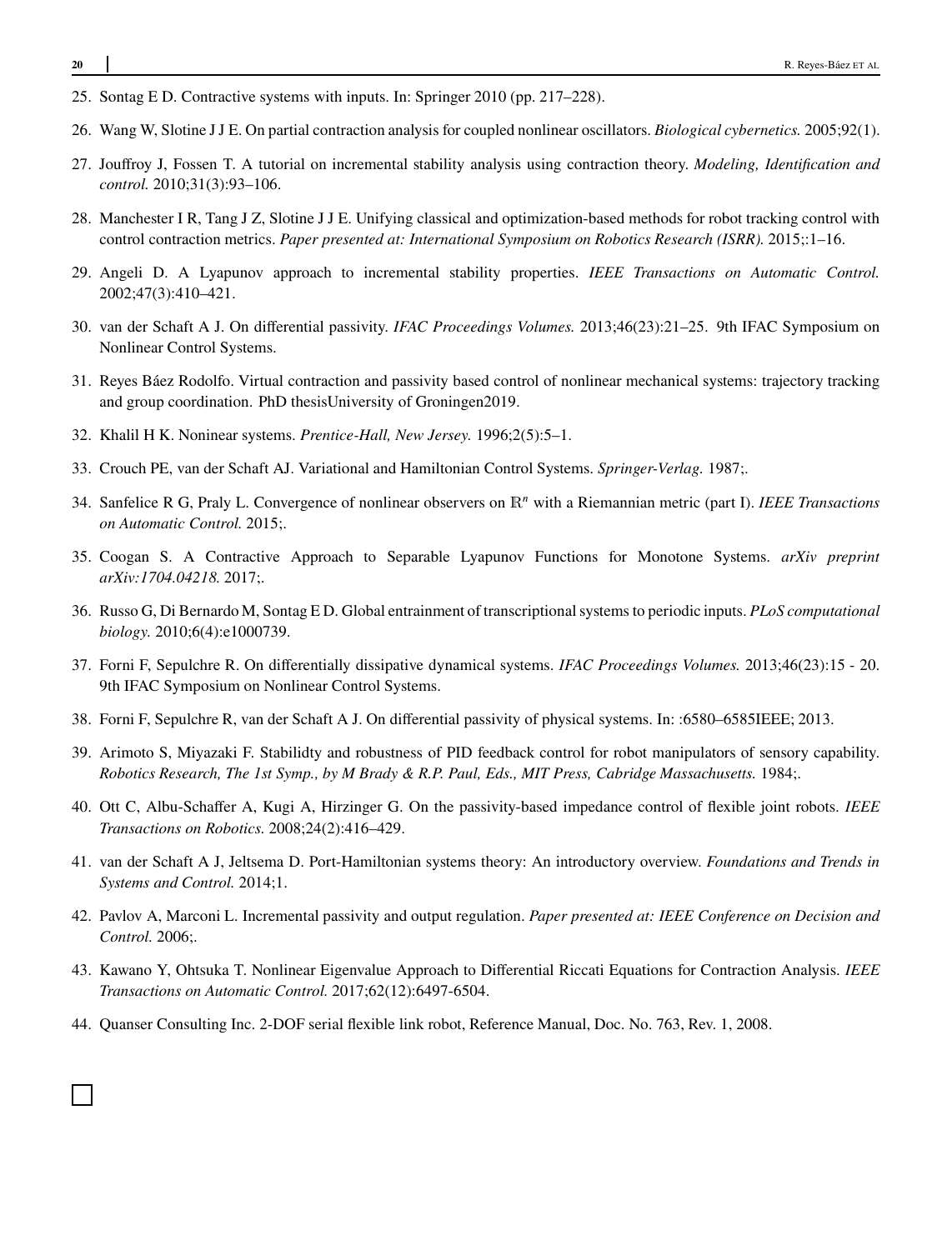25. Sontag E D. Contractive systems with inputs. In: Springer 2010 (pp. 217–228).

26. Wang W, Slotine J J E. On partial contraction analysis for coupled nonlinear oscillators. *Biological cybernetics.* 2005;92(1).

27. Jouffroy J, Fossen T. A tutorial on incremental stability analysis using contraction theory. *Modeling, Identification and control.* 2010;31(3):93–106.

28. Manchester I R, Tang J Z, Slotine J J E. Unifying classical and optimization-based methods for robot tracking control with control contraction metrics. *Paper presented at: International Symposium on Robotics Research (ISRR).* 2015;:1–16.

29. Angeli D. A Lyapunov approach to incremental stability properties. *IEEE Transactions on Automatic Control.* 2002;47(3):410–421.

30. van der Schaft A J. On differential passivity. *IFAC Proceedings Volumes.* 2013;46(23):21–25. 9th IFAC Symposium on Nonlinear Control Systems.

31. Reyes Báez Rodolfo. Virtual contraction and passivity based control of nonlinear mechanical systems: trajectory tracking and group coordination. PhD thesisUniversity of Groningen2019.

32. Khalil H K. Noninear systems. *Prentice-Hall, New Jersey.* 1996;2(5):5–1.

33. Crouch PE, van der Schaft AJ. Variational and Hamiltonian Control Systems. *Springer-Verlag.* 1987;.

34. Sanfelice R G, Praly L. Convergence of nonlinear observers on $\mathbb{R}^n$ with a Riemannian metric (part I). *IEEE Transactions on Automatic Control.* 2015;.

35. Coogan S. A Contractive Approach to Separable Lyapunov Functions for Monotone Systems. *arXiv preprint arXiv:1704.04218.* 2017;.

36. Russo G, Di Bernardo M, Sontag E D. Global entrainment of transcriptional systems to periodic inputs. *PLoS computational biology.* 2010;6(4):e1000739.

37. Forni F, Sepulchre R. On differentially dissipative dynamical systems. *IFAC Proceedings Volumes.* 2013;46(23):15 - 20. 9th IFAC Symposium on Nonlinear Control Systems.

38. Forni F, Sepulchre R, van der Schaft A J. On differential passivity of physical systems. In: :6580–6585IEEE; 2013.

39. Arimoto S, Miyazaki F. Stabilidty and robustness of PID feedback control for robot manipulators of sensory capability. *Robotics Research, The 1st Symp., by M Brady & R.P. Paul, Eds., MIT Press, Cabridge Massachusetts.* 1984;.

40. Ott C, Albu-Schaffer A, Kugi A, Hirzinger G. On the passivity-based impedance control of flexible joint robots. *IEEE Transactions on Robotics.* 2008;24(2):416–429.

41. van der Schaft A J, Jeltsema D. Port-Hamiltonian systems theory: An introductory overview. *Foundations and Trends in Systems and Control.* 2014;1.

42. Pavlov A, Marconi L. Incremental passivity and output regulation. *Paper presented at: IEEE Conference on Decision and Control.* 2006;.

43. Kawano Y, Ohtsuka T. Nonlinear Eigenvalue Approach to Differential Riccati Equations for Contraction Analysis. *IEEE Transactions on Automatic Control.* 2017;62(12):6497-6504.

44. Quanser Consulting Inc. 2-DOF serial flexible link robot, Reference Manual, Doc. No. 763, Rev. 1, 2008.